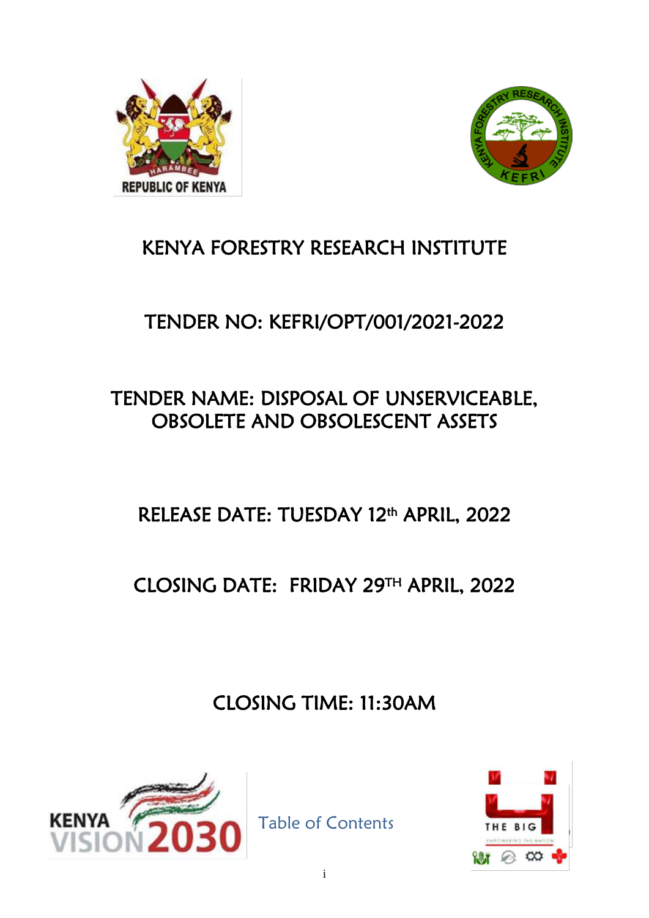# KENYA FORESTRY RESEARCH INSTITUTE

## TENDER NO: KEFRI/OPT/001/2021-2022

## TENDER NAME: DISPOSAL OF UNSERVICEABLE, OBSOLETE AND OBSOLESCENT ASSETS

## RELEASE DATE: TUESDAY 12th APRIL, 2022

## CLOSING DATE: FRIDAY 29TH APRIL, 2022

## CLOSING TIME: 11:30AM

Table of Contents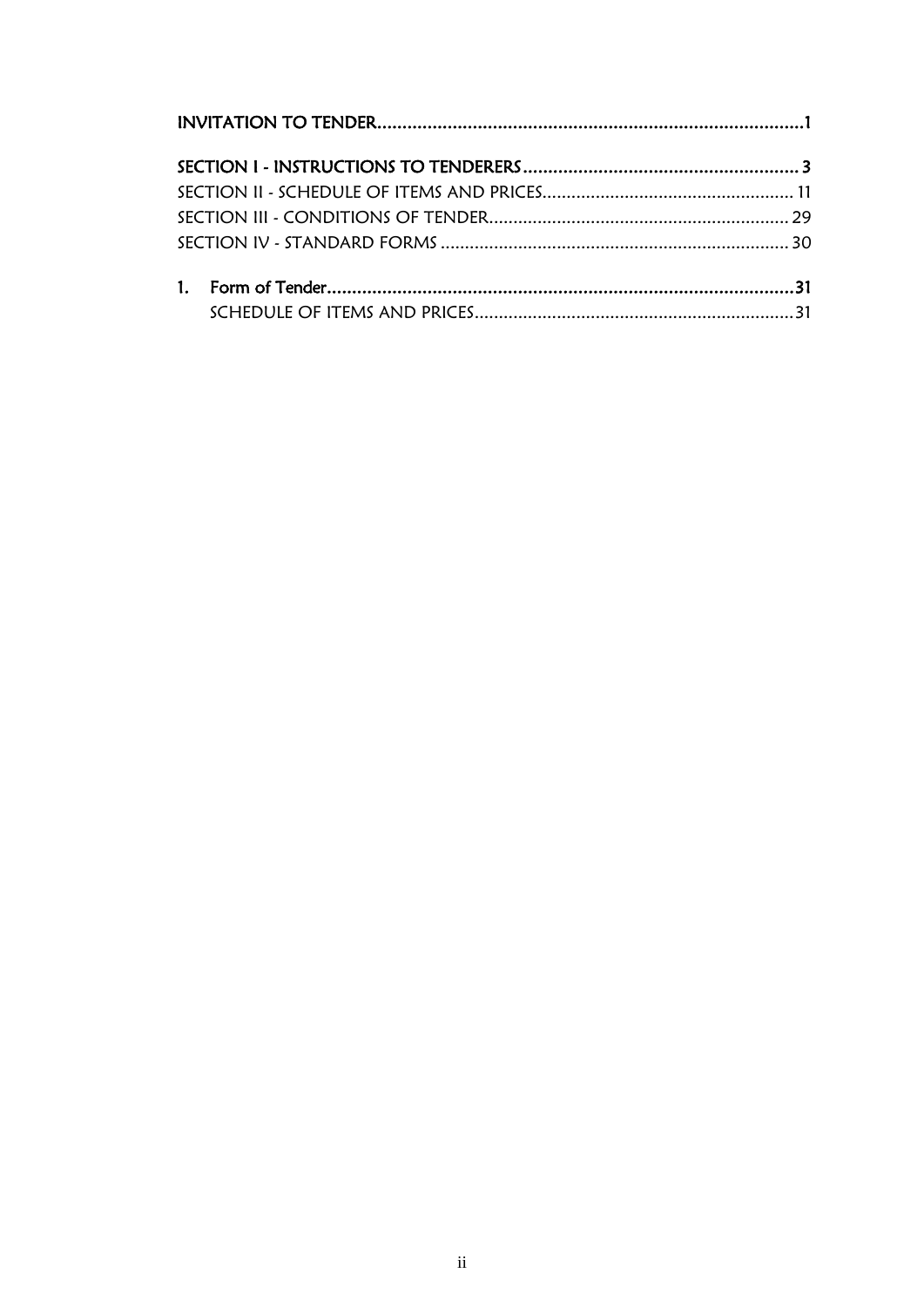INVITATION TO TENDER....................................................................................1

SECTION I - INSTRUCTIONS TO TENDERERS....................................................... 3

SECTION II - SCHEDULE OF ITEMS AND PRICES.................................................... 11

SECTION III - CONDITIONS OF TENDER............................................................. 29

SECTION IV - STANDARD FORMS ....................................................................... 30

1. Form of Tender.............................................................................................31

   SCHEDULE OF ITEMS AND PRICES..................................................................31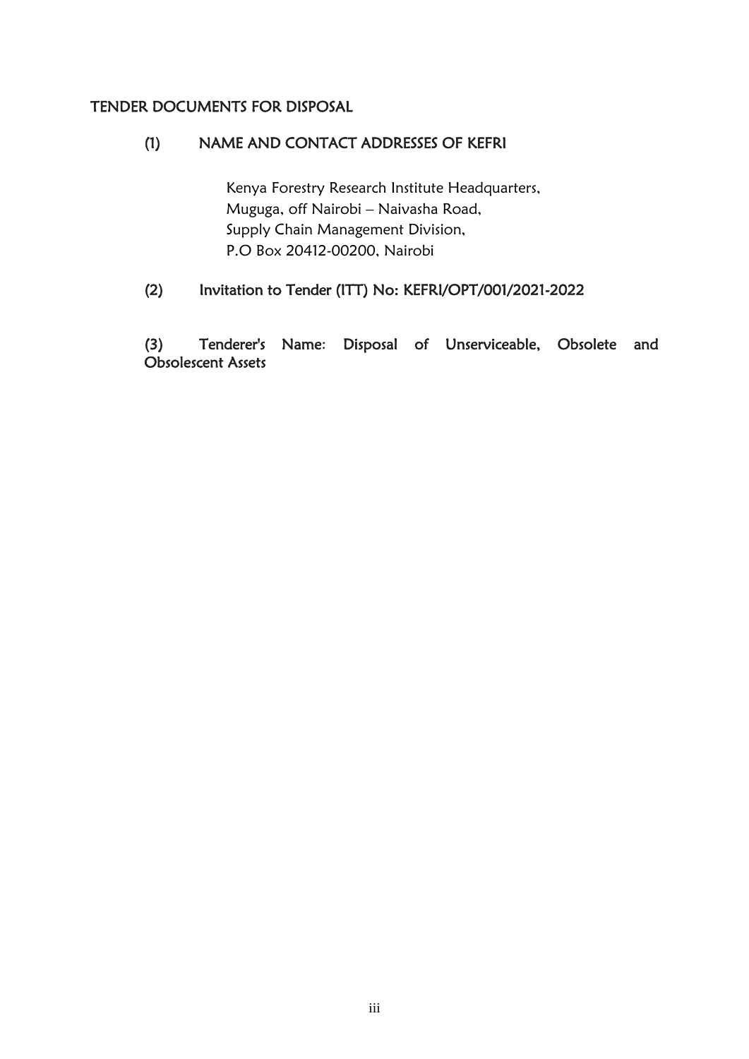## TENDER DOCUMENTS FOR DISPOSAL

### (1) NAME AND CONTACT ADDRESSES OF KEFRI

Kenya Forestry Research Institute Headquarters,
Muguga, off Nairobi – Naivasha Road,
Supply Chain Management Division,
P.O Box 20412-00200, Nairobi

### (2) Invitation to Tender (ITT) No: KEFRI/OPT/001/2021-2022

### (3) Tenderer's Name: Disposal of Unserviceable, Obsolete and Obsolescent Assets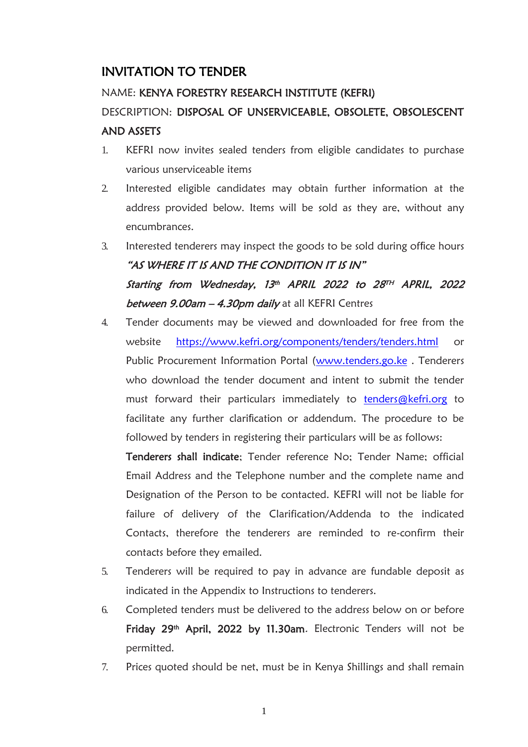## INVITATION TO TENDER

NAME: **KENYA FORESTRY RESEARCH INSTITUTE (KEFRI)**

DESCRIPTION: **DISPOSAL OF UNSERVICEABLE, OBSOLETE, OBSOLESCENT AND ASSETS**

1. KEFRI now invites sealed tenders from eligible candidates to purchase various unserviceable items
2. Interested eligible candidates may obtain further information at the address provided below. Items will be sold as they are, without any encumbrances.
3. Interested tenderers may inspect the goods to be sold during office hours ***"AS WHERE IT IS AND THE CONDITION IT IS IN"*** ***Starting from Wednesday, 13th APRIL 2022 to 28TH APRIL, 2022 between 9.00am – 4.30pm daily*** at all KEFRI Centres
4. Tender documents may be viewed and downloaded for free from the website https://www.kefri.org/components/tenders/tenders.html or Public Procurement Information Portal (www.tenders.go.ke . Tenderers who download the tender document and intent to submit the tender must forward their particulars immediately to tenders@kefri.org to facilitate any further clarification or addendum. The procedure to be followed by tenders in registering their particulars will be as follows:

   **Tenderers shall indicate**; Tender reference No; Tender Name; official Email Address and the Telephone number and the complete name and Designation of the Person to be contacted. KEFRI will not be liable for failure of delivery of the Clarification/Addenda to the indicated Contacts, therefore the tenderers are reminded to re-confirm their contacts before they emailed.
5. Tenderers will be required to pay in advance are fundable deposit as indicated in the Appendix to Instructions to tenderers.
6. Completed tenders must be delivered to the address below on or before **Friday 29th April, 2022 by 11.30am**. Electronic Tenders will not be permitted.
7. Prices quoted should be net, must be in Kenya Shillings and shall remain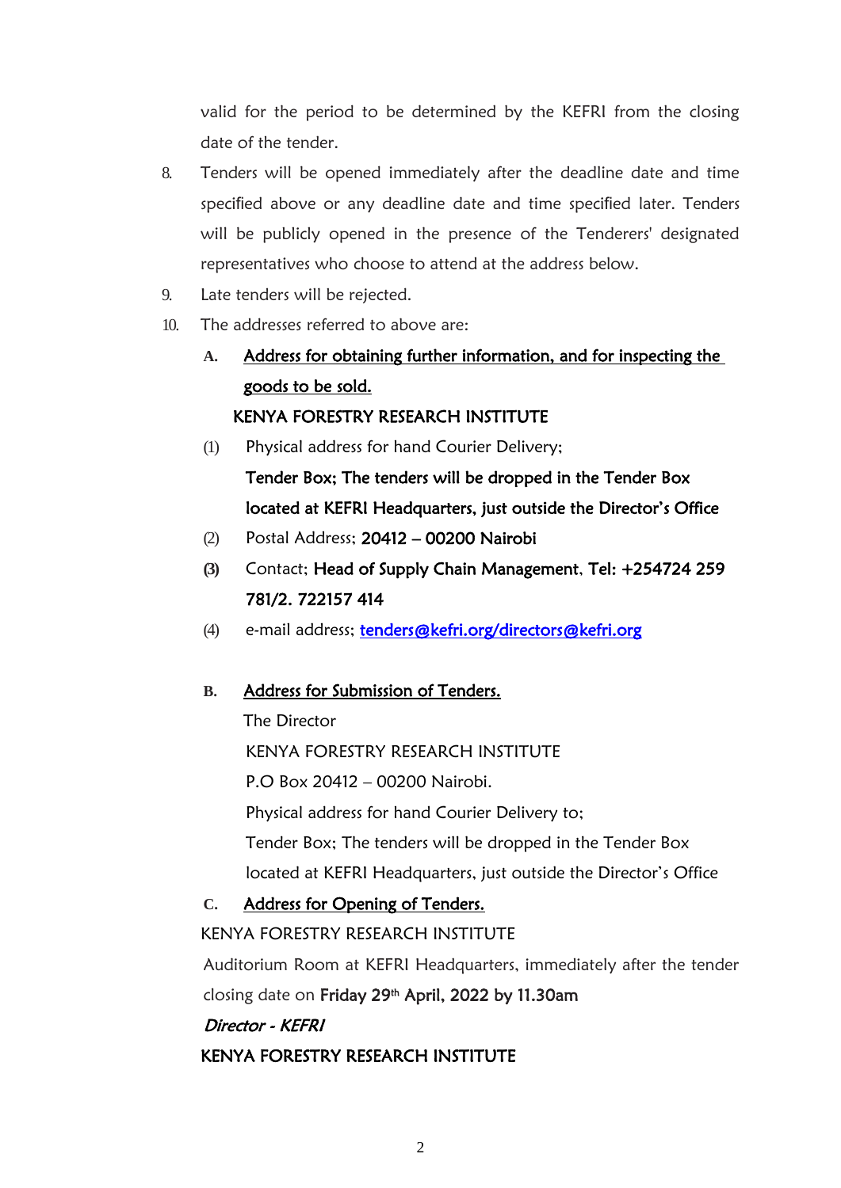valid for the period to be determined by the KEFRI from the closing date of the tender.

8. Tenders will be opened immediately after the deadline date and time specified above or any deadline date and time specified later. Tenders will be publicly opened in the presence of the Tenderers' designated representatives who choose to attend at the address below.
9. Late tenders will be rejected.
10. The addresses referred to above are:

**A.** Address for obtaining further information, and for inspecting the goods to be sold.

KENYA FORESTRY RESEARCH INSTITUTE

(1) Physical address for hand Courier Delivery;
**Tender Box; The tenders will be dropped in the Tender Box located at KEFRI Headquarters, just outside the Director's Office**

(2) Postal Address; **20412 – 00200 Nairobi**

(3) Contact; **Head of Supply Chain Management, Tel: +254724 259 781/2. 722157 414**

(4) e-mail address; **tenders@kefri.org/directors@kefri.org**

**B.** Address for Submission of Tenders.

The Director
KENYA FORESTRY RESEARCH INSTITUTE
P.O Box 20412 – 00200 Nairobi.
Physical address for hand Courier Delivery to;
Tender Box; The tenders will be dropped in the Tender Box located at KEFRI Headquarters, just outside the Director's Office

**C.** Address for Opening of Tenders.

KENYA FORESTRY RESEARCH INSTITUTE

Auditorium Room at KEFRI Headquarters, immediately after the tender closing date on **Friday 29th April, 2022 by 11.30am**

***Director - KEFRI***

KENYA FORESTRY RESEARCH INSTITUTE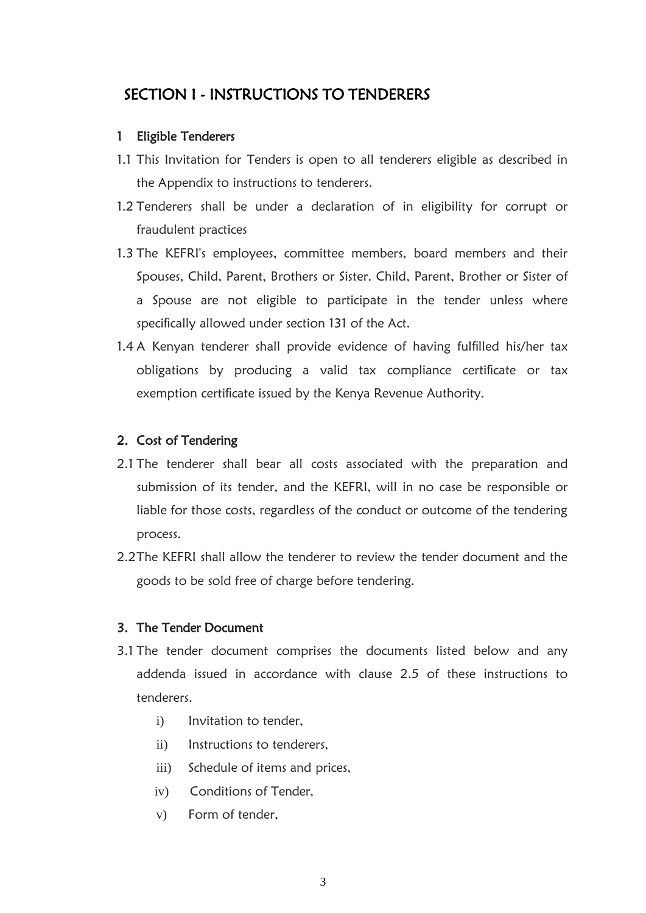# SECTION I - INSTRUCTIONS TO TENDERERS

### 1 Eligible Tenderers

1.1 This Invitation for Tenders is open to all tenderers eligible as described in the Appendix to instructions to tenderers.

1.2 Tenderers shall be under a declaration of in eligibility for corrupt or fraudulent practices

1.3 The KEFRI's employees, committee members, board members and their Spouses, Child, Parent, Brothers or Sister. Child, Parent, Brother or Sister of a Spouse are not eligible to participate in the tender unless where specifically allowed under section 131 of the Act.

1.4 A Kenyan tenderer shall provide evidence of having fulfilled his/her tax obligations by producing a valid tax compliance certificate or tax exemption certificate issued by the Kenya Revenue Authority.

### 2. Cost of Tendering

2.1 The tenderer shall bear all costs associated with the preparation and submission of its tender, and the KEFRI, will in no case be responsible or liable for those costs, regardless of the conduct or outcome of the tendering process.

2.2 The KEFRI shall allow the tenderer to review the tender document and the goods to be sold free of charge before tendering.

### 3. The Tender Document

3.1 The tender document comprises the documents listed below and any addenda issued in accordance with clause 2.5 of these instructions to tenderers.

i) Invitation to tender,

ii) Instructions to tenderers,

iii) Schedule of items and prices,

iv) Conditions of Tender,

v) Form of tender,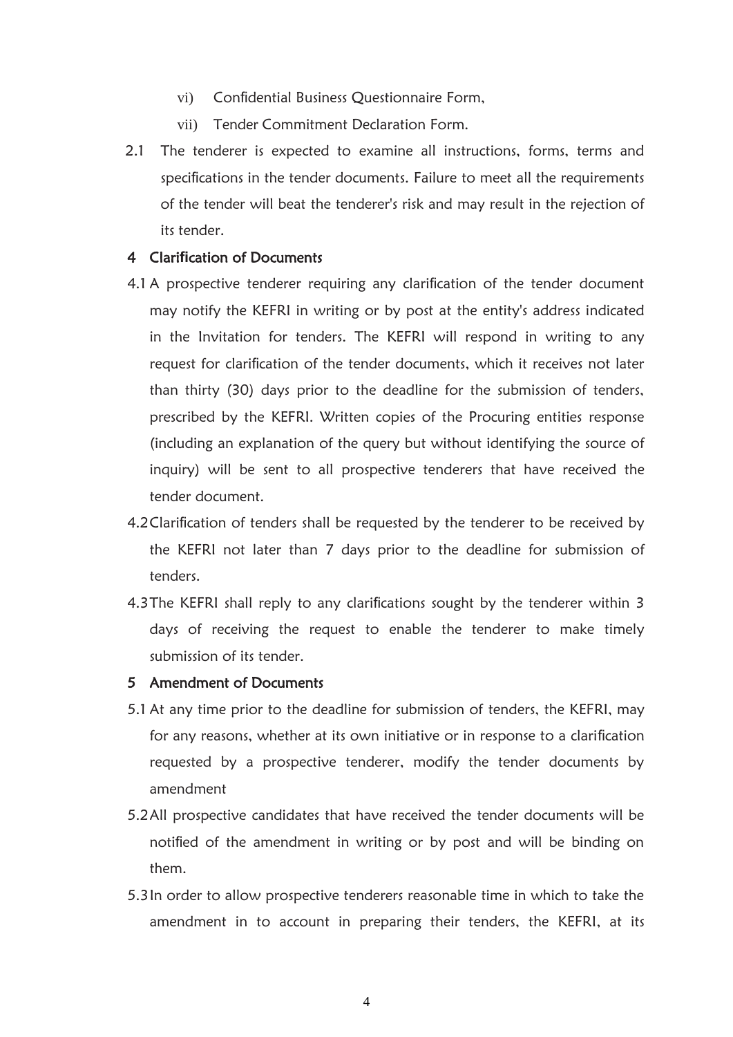vi) Confidential Business Questionnaire Form,

vii) Tender Commitment Declaration Form.

2.1 The tenderer is expected to examine all instructions, forms, terms and specifications in the tender documents. Failure to meet all the requirements of the tender will beat the tenderer's risk and may result in the rejection of its tender.

## 4 Clarification of Documents

4.1 A prospective tenderer requiring any clarification of the tender document may notify the KEFRI in writing or by post at the entity's address indicated in the Invitation for tenders. The KEFRI will respond in writing to any request for clarification of the tender documents, which it receives not later than thirty (30) days prior to the deadline for the submission of tenders, prescribed by the KEFRI. Written copies of the Procuring entities response (including an explanation of the query but without identifying the source of inquiry) will be sent to all prospective tenderers that have received the tender document.

4.2 Clarification of tenders shall be requested by the tenderer to be received by the KEFRI not later than 7 days prior to the deadline for submission of tenders.

4.3 The KEFRI shall reply to any clarifications sought by the tenderer within 3 days of receiving the request to enable the tenderer to make timely submission of its tender.

## 5 Amendment of Documents

5.1 At any time prior to the deadline for submission of tenders, the KEFRI, may for any reasons, whether at its own initiative or in response to a clarification requested by a prospective tenderer, modify the tender documents by amendment

5.2 All prospective candidates that have received the tender documents will be notified of the amendment in writing or by post and will be binding on them.

5.3 In order to allow prospective tenderers reasonable time in which to take the amendment in to account in preparing their tenders, the KEFRI, at its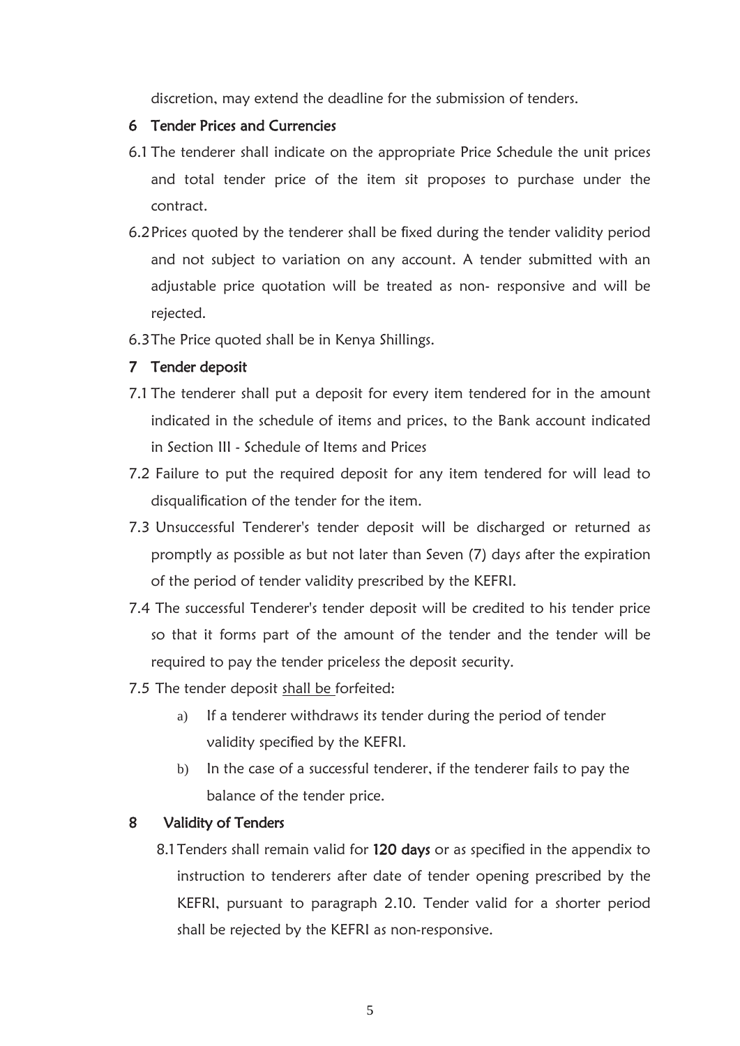discretion, may extend the deadline for the submission of tenders.

## 6 Tender Prices and Currencies

6.1 The tenderer shall indicate on the appropriate Price Schedule the unit prices and total tender price of the item sit proposes to purchase under the contract.

6.2 Prices quoted by the tenderer shall be fixed during the tender validity period and not subject to variation on any account. A tender submitted with an adjustable price quotation will be treated as non- responsive and will be rejected.

6.3 The Price quoted shall be in Kenya Shillings.

## 7 Tender deposit

7.1 The tenderer shall put a deposit for every item tendered for in the amount indicated in the schedule of items and prices, to the Bank account indicated in Section III - Schedule of Items and Prices

7.2 Failure to put the required deposit for any item tendered for will lead to disqualification of the tender for the item.

7.3 Unsuccessful Tenderer's tender deposit will be discharged or returned as promptly as possible as but not later than Seven (7) days after the expiration of the period of tender validity prescribed by the KEFRI.

7.4 The successful Tenderer's tender deposit will be credited to his tender price so that it forms part of the amount of the tender and the tender will be required to pay the tender priceless the deposit security.

7.5 The tender deposit shall be forfeited:

a) If a tenderer withdraws its tender during the period of tender validity specified by the KEFRI.

b) In the case of a successful tenderer, if the tenderer fails to pay the balance of the tender price.

## 8 Validity of Tenders

8.1 Tenders shall remain valid for **120 days** or as specified in the appendix to instruction to tenderers after date of tender opening prescribed by the KEFRI, pursuant to paragraph 2.10. Tender valid for a shorter period shall be rejected by the KEFRI as non-responsive.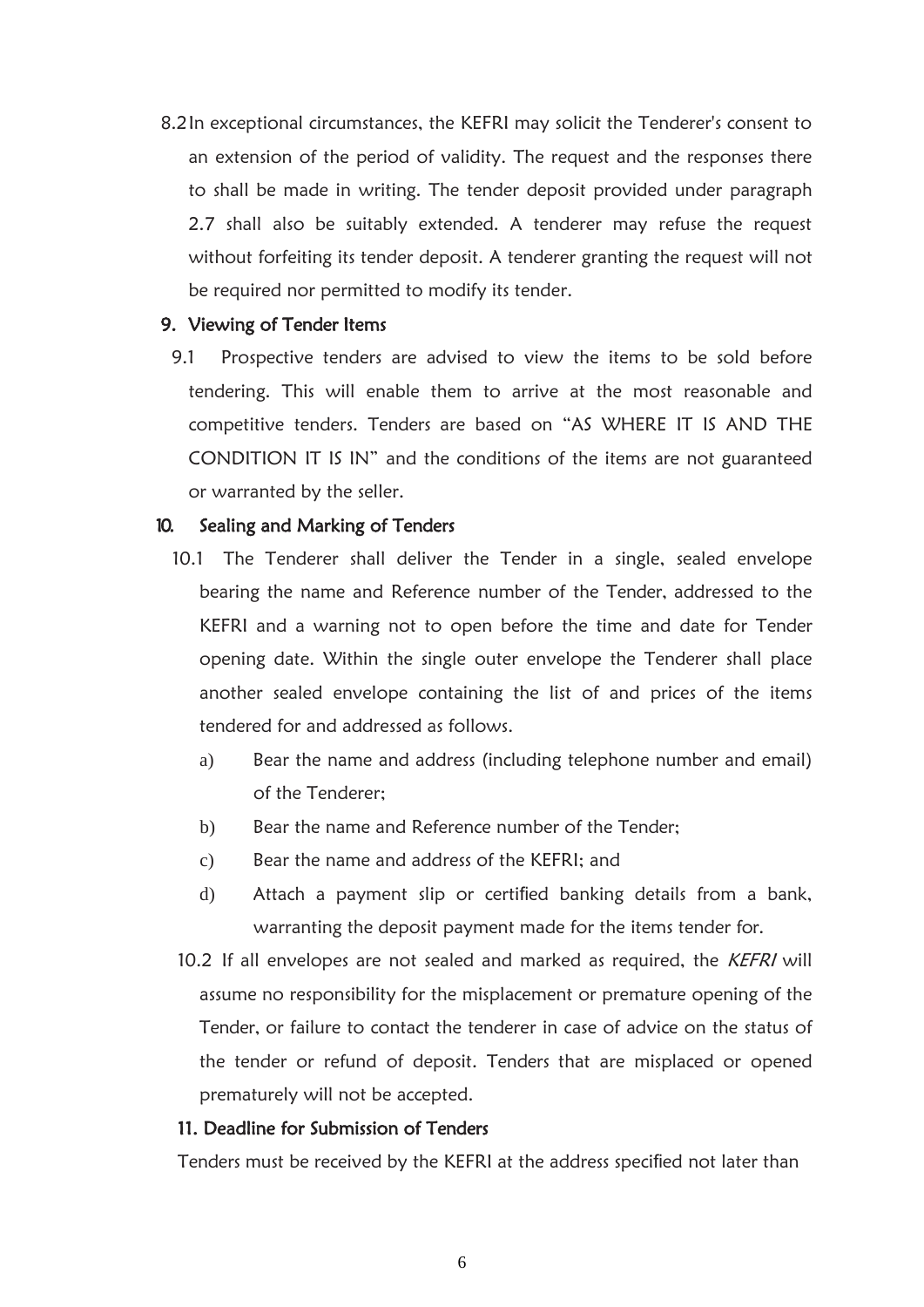8.2 In exceptional circumstances, the KEFRI may solicit the Tenderer's consent to an extension of the period of validity. The request and the responses there to shall be made in writing. The tender deposit provided under paragraph 2.7 shall also be suitably extended. A tenderer may refuse the request without forfeiting its tender deposit. A tenderer granting the request will not be required nor permitted to modify its tender.

## 9. Viewing of Tender Items

9.1 Prospective tenders are advised to view the items to be sold before tendering. This will enable them to arrive at the most reasonable and competitive tenders. Tenders are based on "AS WHERE IT IS AND THE CONDITION IT IS IN" and the conditions of the items are not guaranteed or warranted by the seller.

## 10. Sealing and Marking of Tenders

10.1 The Tenderer shall deliver the Tender in a single, sealed envelope bearing the name and Reference number of the Tender, addressed to the KEFRI and a warning not to open before the time and date for Tender opening date. Within the single outer envelope the Tenderer shall place another sealed envelope containing the list of and prices of the items tendered for and addressed as follows.

a) Bear the name and address (including telephone number and email) of the Tenderer;

b) Bear the name and Reference number of the Tender;

c) Bear the name and address of the KEFRI; and

d) Attach a payment slip or certified banking details from a bank, warranting the deposit payment made for the items tender for.

10.2 If all envelopes are not sealed and marked as required, the *KEFRI* will assume no responsibility for the misplacement or premature opening of the Tender, or failure to contact the tenderer in case of advice on the status of the tender or refund of deposit. Tenders that are misplaced or opened prematurely will not be accepted.

## 11. Deadline for Submission of Tenders

Tenders must be received by the KEFRI at the address specified not later than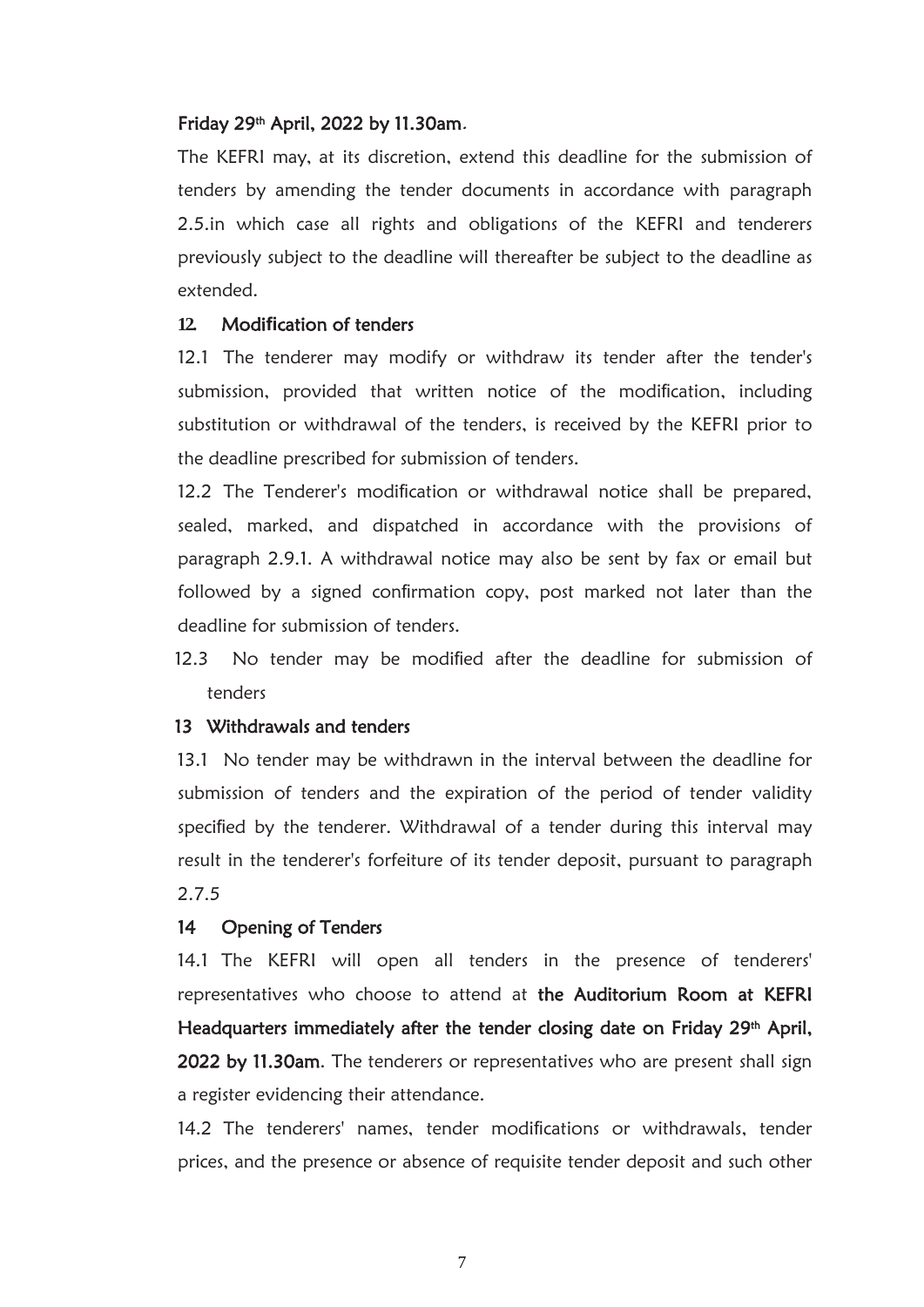**Friday 29th April, 2022 by 11.30am.**

The KEFRI may, at its discretion, extend this deadline for the submission of tenders by amending the tender documents in accordance with paragraph 2.5.in which case all rights and obligations of the KEFRI and tenderers previously subject to the deadline will thereafter be subject to the deadline as extended.

### 12. Modification of tenders

12.1 The tenderer may modify or withdraw its tender after the tender's submission, provided that written notice of the modification, including substitution or withdrawal of the tenders, is received by the KEFRI prior to the deadline prescribed for submission of tenders.

12.2 The Tenderer's modification or withdrawal notice shall be prepared, sealed, marked, and dispatched in accordance with the provisions of paragraph 2.9.1. A withdrawal notice may also be sent by fax or email but followed by a signed confirmation copy, post marked not later than the deadline for submission of tenders.

12.3 No tender may be modified after the deadline for submission of tenders

### 13 Withdrawals and tenders

13.1 No tender may be withdrawn in the interval between the deadline for submission of tenders and the expiration of the period of tender validity specified by the tenderer. Withdrawal of a tender during this interval may result in the tenderer's forfeiture of its tender deposit, pursuant to paragraph 2.7.5

### 14 Opening of Tenders

14.1 The KEFRI will open all tenders in the presence of tenderers' representatives who choose to attend at **the Auditorium Room at KEFRI Headquarters immediately after the tender closing date on Friday 29th April, 2022 by 11.30am**. The tenderers or representatives who are present shall sign a register evidencing their attendance.

14.2 The tenderers' names, tender modifications or withdrawals, tender prices, and the presence or absence of requisite tender deposit and such other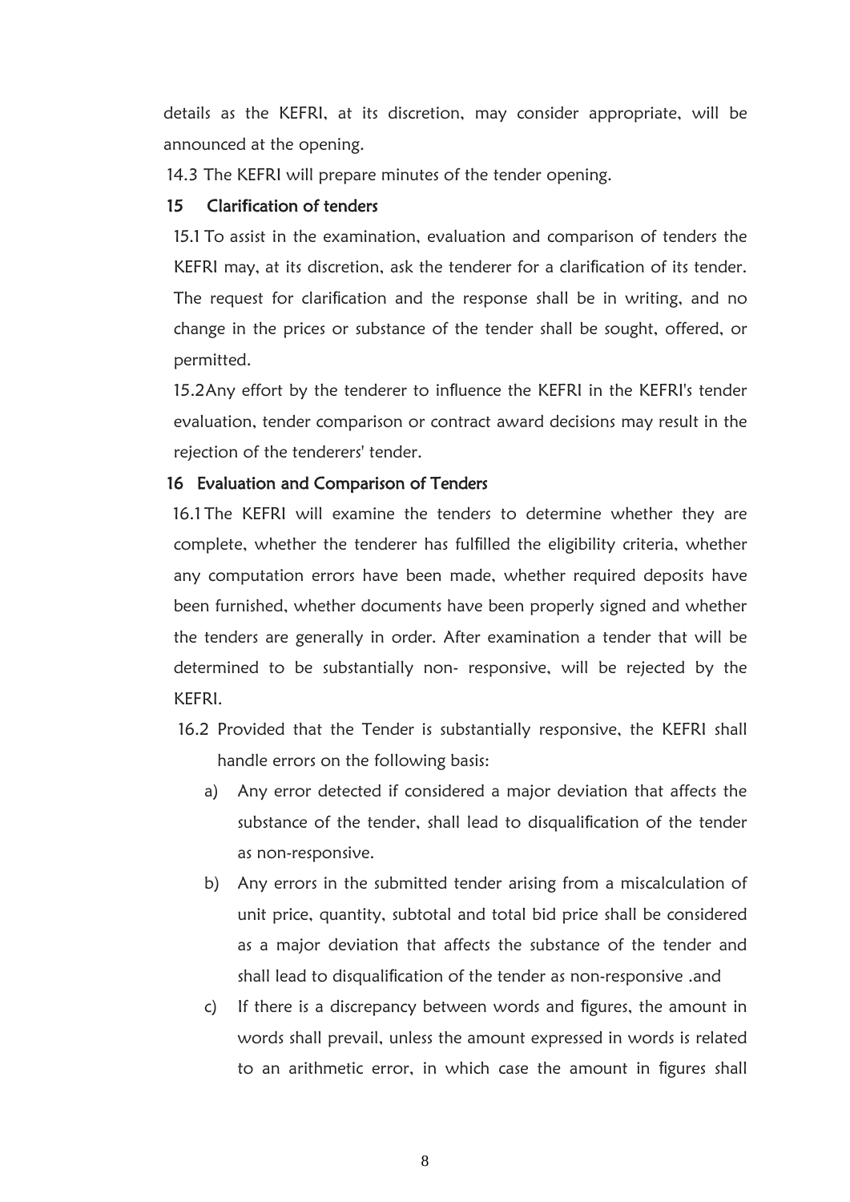details as the KEFRI, at its discretion, may consider appropriate, will be announced at the opening.

14.3 The KEFRI will prepare minutes of the tender opening.

### 15 Clarification of tenders

15.1 To assist in the examination, evaluation and comparison of tenders the KEFRI may, at its discretion, ask the tenderer for a clarification of its tender. The request for clarification and the response shall be in writing, and no change in the prices or substance of the tender shall be sought, offered, or permitted.

15.2Any effort by the tenderer to influence the KEFRI in the KEFRI's tender evaluation, tender comparison or contract award decisions may result in the rejection of the tenderers' tender.

### 16 Evaluation and Comparison of Tenders

16.1The KEFRI will examine the tenders to determine whether they are complete, whether the tenderer has fulfilled the eligibility criteria, whether any computation errors have been made, whether required deposits have been furnished, whether documents have been properly signed and whether the tenders are generally in order. After examination a tender that will be determined to be substantially non- responsive, will be rejected by the KEFRI.

16.2 Provided that the Tender is substantially responsive, the KEFRI shall handle errors on the following basis:

a) Any error detected if considered a major deviation that affects the substance of the tender, shall lead to disqualification of the tender as non-responsive.

b) Any errors in the submitted tender arising from a miscalculation of unit price, quantity, subtotal and total bid price shall be considered as a major deviation that affects the substance of the tender and shall lead to disqualification of the tender as non-responsive .and

c) If there is a discrepancy between words and figures, the amount in words shall prevail, unless the amount expressed in words is related to an arithmetic error, in which case the amount in figures shall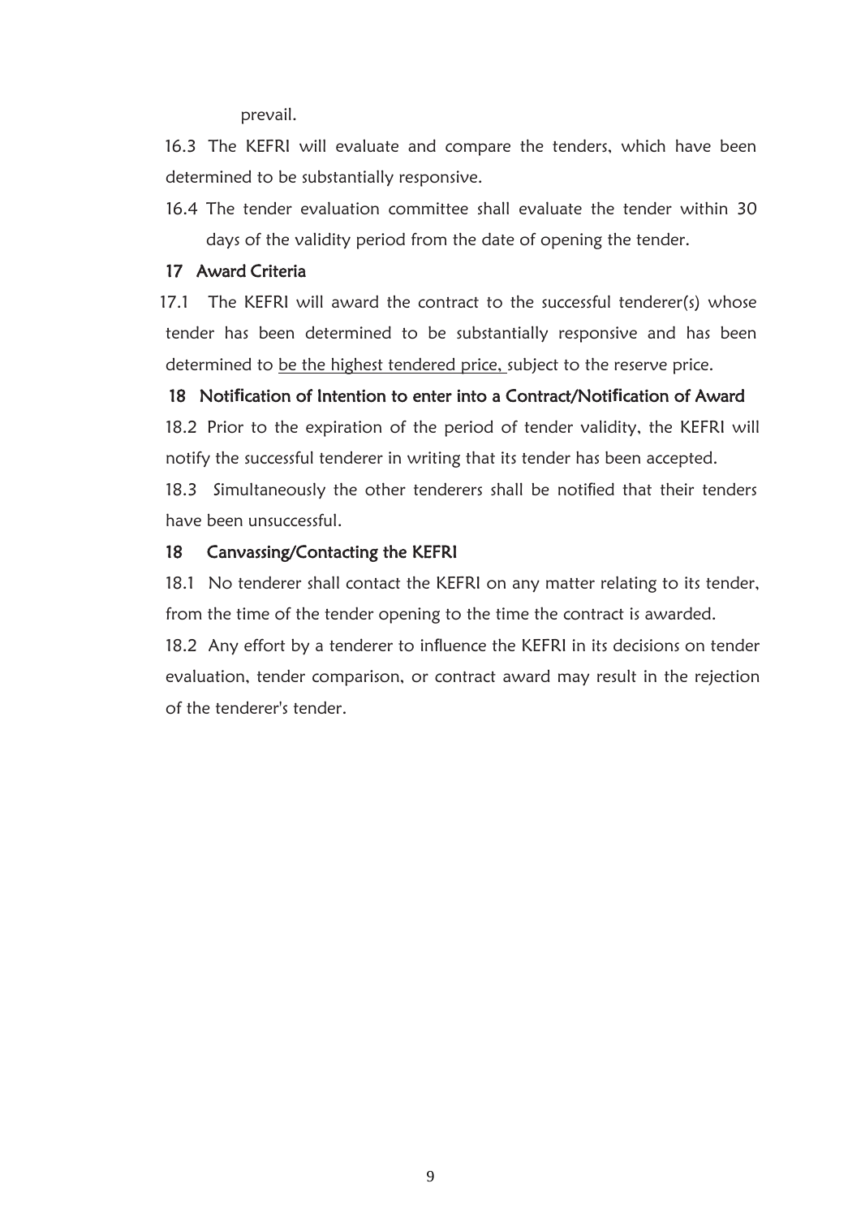prevail.

16.3 The KEFRI will evaluate and compare the tenders, which have been determined to be substantially responsive.

16.4 The tender evaluation committee shall evaluate the tender within 30 days of the validity period from the date of opening the tender.

### 17 Award Criteria

17.1 The KEFRI will award the contract to the successful tenderer(s) whose tender has been determined to be substantially responsive and has been determined to be the highest tendered price, subject to the reserve price.

### 18 Notification of Intention to enter into a Contract/Notification of Award

18.2 Prior to the expiration of the period of tender validity, the KEFRI will notify the successful tenderer in writing that its tender has been accepted.

18.3 Simultaneously the other tenderers shall be notified that their tenders have been unsuccessful.

### 18 Canvassing/Contacting the KEFRI

18.1 No tenderer shall contact the KEFRI on any matter relating to its tender, from the time of the tender opening to the time the contract is awarded.

18.2 Any effort by a tenderer to influence the KEFRI in its decisions on tender evaluation, tender comparison, or contract award may result in the rejection of the tenderer's tender.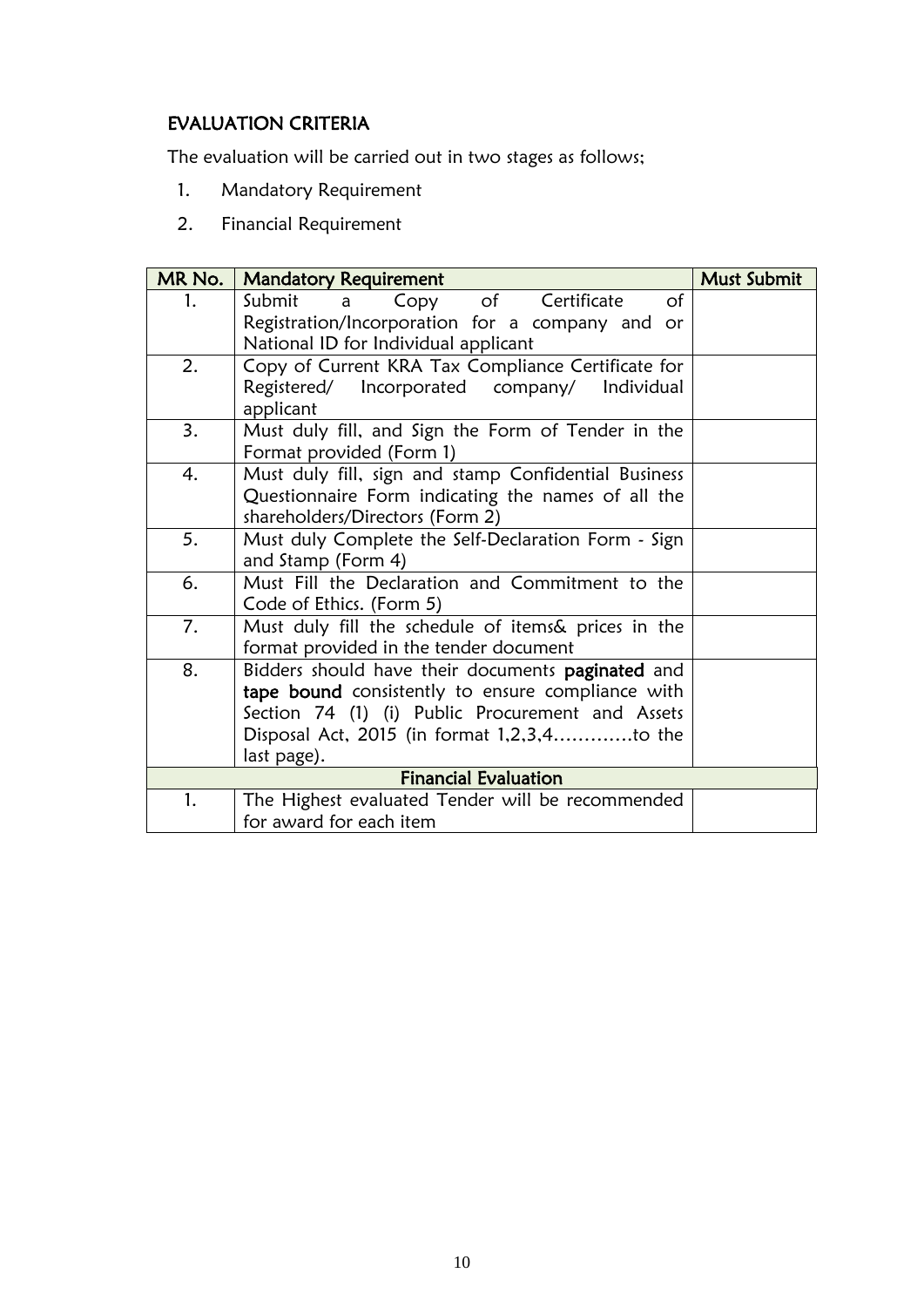## EVALUATION CRITERIA

The evaluation will be carried out in two stages as follows;

1. Mandatory Requirement
2. Financial Requirement

| MR No. | Mandatory Requirement | Must Submit |
|---|---|---|
| 1. | Submit a Copy of Certificate of Registration/Incorporation for a company and or National ID for Individual applicant | |
| 2. | Copy of Current KRA Tax Compliance Certificate for Registered/ Incorporated company/ Individual applicant | |
| 3. | Must duly fill, and Sign the Form of Tender in the Format provided (Form 1) | |
| 4. | Must duly fill, sign and stamp Confidential Business Questionnaire Form indicating the names of all the shareholders/Directors (Form 2) | |
| 5. | Must duly Complete the Self-Declaration Form - Sign and Stamp (Form 4) | |
| 6. | Must Fill the Declaration and Commitment to the Code of Ethics. (Form 5) | |
| 7. | Must duly fill the schedule of items& prices in the format provided in the tender document | |
| 8. | Bidders should have their documents **paginated** and **tape bound** consistently to ensure compliance with Section 74 (1) (i) Public Procurement and Assets Disposal Act, 2015 (in format 1,2,3,4………….to the last page). | |
| | **Financial Evaluation** | |
| 1. | The Highest evaluated Tender will be recommended for award for each item | |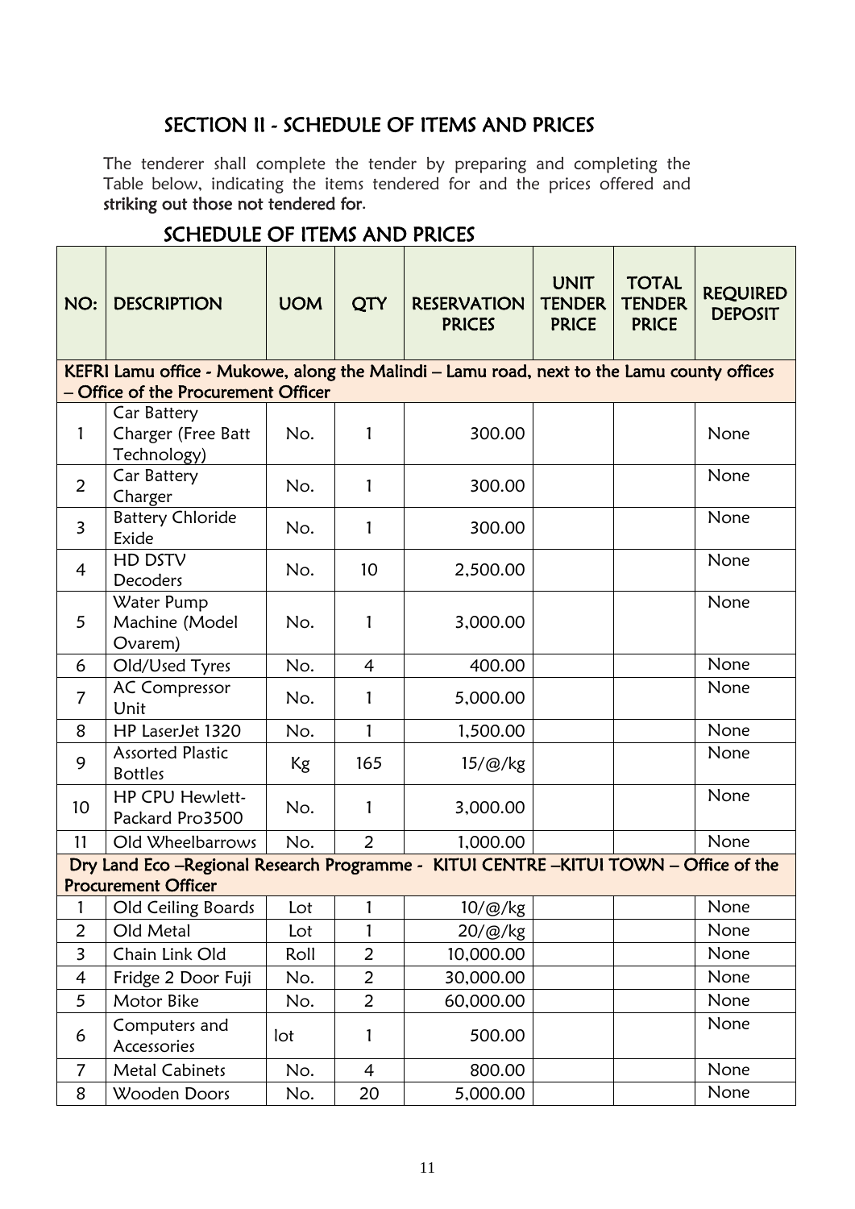## SECTION II - SCHEDULE OF ITEMS AND PRICES

The tenderer shall complete the tender by preparing and completing the Table below, indicating the items tendered for and the prices offered and **striking out those not tendered for**.

## SCHEDULE OF ITEMS AND PRICES

| NO: | DESCRIPTION | UOM | QTY | RESERVATION PRICES | UNIT TENDER PRICE | TOTAL TENDER PRICE | REQUIRED DEPOSIT |
|---|---|---|---|---|---|---|---|
| **KEFRI Lamu office - Mukowe, along the Malindi – Lamu road, next to the Lamu county offices – Office of the Procurement Officer** | | | | | | | |
| 1 | Car Battery Charger (Free Batt Technology) | No. | 1 | 300.00 | | | None |
| 2 | Car Battery Charger | No. | 1 | 300.00 | | | None |
| 3 | Battery Chloride Exide | No. | 1 | 300.00 | | | None |
| 4 | HD DSTV Decoders | No. | 10 | 2,500.00 | | | None |
| 5 | Water Pump Machine (Model Ovarem) | No. | 1 | 3,000.00 | | | None |
| 6 | Old/Used Tyres | No. | 4 | 400.00 | | | None |
| 7 | AC Compressor Unit | No. | 1 | 5,000.00 | | | None |
| 8 | HP LaserJet 1320 | No. | 1 | 1,500.00 | | | None |
| 9 | Assorted Plastic Bottles | Kg | 165 | 15/@/kg | | | None |
| 10 | HP CPU Hewlett-Packard Pro3500 | No. | 1 | 3,000.00 | | | None |
| 11 | Old Wheelbarrows | No. | 2 | 1,000.00 | | | None |
| **Dry Land Eco –Regional Research Programme - KITUI CENTRE –KITUI TOWN – Office of the Procurement Officer** | | | | | | | |
| 1 | Old Ceiling Boards | Lot | 1 | 10/@/kg | | | None |
| 2 | Old Metal | Lot | 1 | 20/@/kg | | | None |
| 3 | Chain Link Old | Roll | 2 | 10,000.00 | | | None |
| 4 | Fridge 2 Door Fuji | No. | 2 | 30,000.00 | | | None |
| 5 | Motor Bike | No. | 2 | 60,000.00 | | | None |
| 6 | Computers and Accessories | lot | 1 | 500.00 | | | None |
| 7 | Metal Cabinets | No. | 4 | 800.00 | | | None |
| 8 | Wooden Doors | No. | 20 | 5,000.00 | | | None |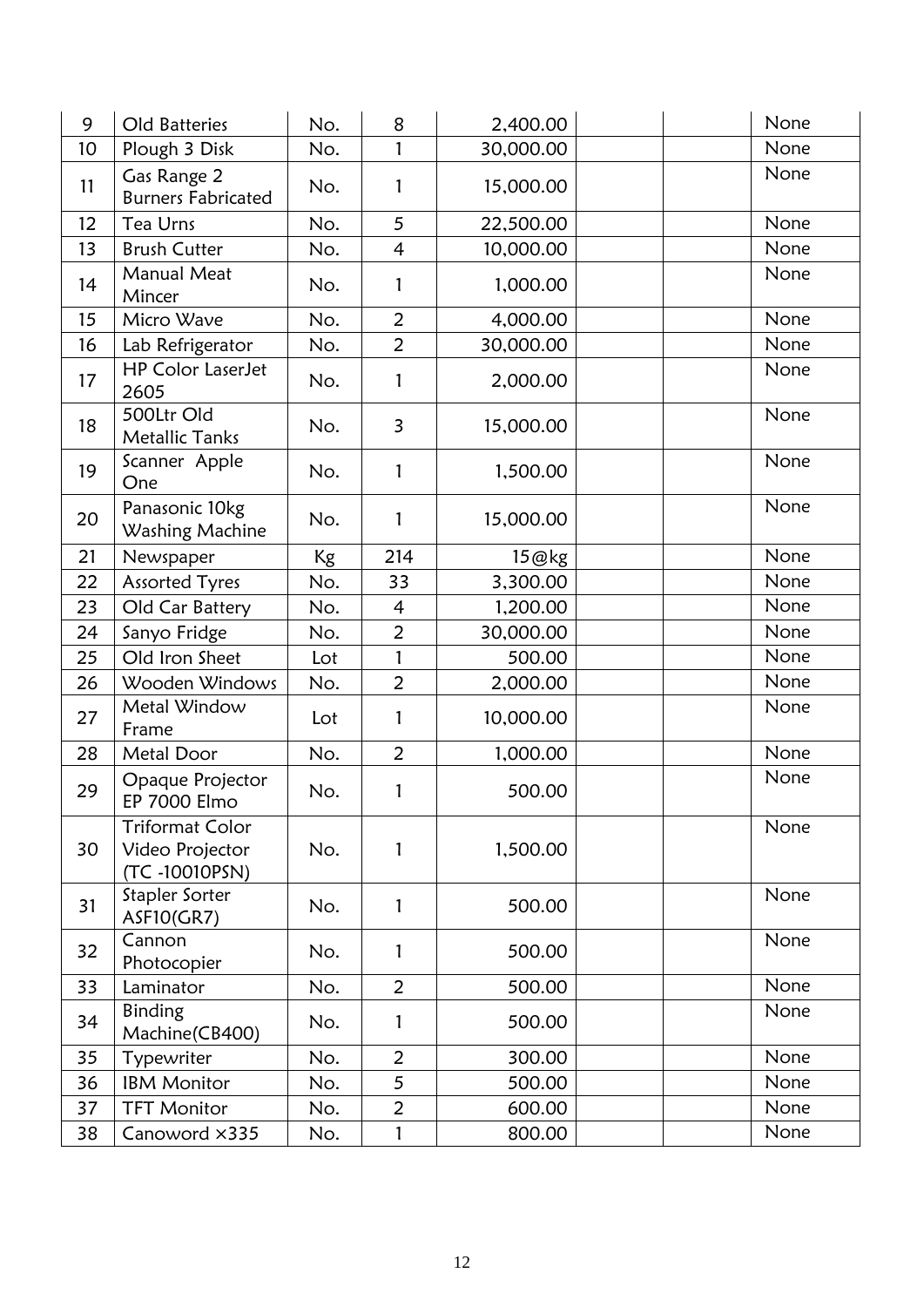| | | | | | | | |
|---|---|---|---|---|---|---|---|
| 9 | Old Batteries | No. | 8 | 2,400.00 | | | None |
| 10 | Plough 3 Disk | No. | 1 | 30,000.00 | | | None |
| 11 | Gas Range 2 Burners Fabricated | No. | 1 | 15,000.00 | | | None |
| 12 | Tea Urns | No. | 5 | 22,500.00 | | | None |
| 13 | Brush Cutter | No. | 4 | 10,000.00 | | | None |
| 14 | Manual Meat Mincer | No. | 1 | 1,000.00 | | | None |
| 15 | Micro Wave | No. | 2 | 4,000.00 | | | None |
| 16 | Lab Refrigerator | No. | 2 | 30,000.00 | | | None |
| 17 | HP Color LaserJet 2605 | No. | 1 | 2,000.00 | | | None |
| 18 | 500Ltr Old Metallic Tanks | No. | 3 | 15,000.00 | | | None |
| 19 | Scanner Apple One | No. | 1 | 1,500.00 | | | None |
| 20 | Panasonic 10kg Washing Machine | No. | 1 | 15,000.00 | | | None |
| 21 | Newspaper | Kg | 214 | 15@kg | | | None |
| 22 | Assorted Tyres | No. | 33 | 3,300.00 | | | None |
| 23 | Old Car Battery | No. | 4 | 1,200.00 | | | None |
| 24 | Sanyo Fridge | No. | 2 | 30,000.00 | | | None |
| 25 | Old Iron Sheet | Lot | 1 | 500.00 | | | None |
| 26 | Wooden Windows | No. | 2 | 2,000.00 | | | None |
| 27 | Metal Window Frame | Lot | 1 | 10,000.00 | | | None |
| 28 | Metal Door | No. | 2 | 1,000.00 | | | None |
| 29 | Opaque Projector EP 7000 Elmo | No. | 1 | 500.00 | | | None |
| 30 | Triformat Color Video Projector (TC -10010PSN) | No. | 1 | 1,500.00 | | | None |
| 31 | Stapler Sorter ASF10(GR7) | No. | 1 | 500.00 | | | None |
| 32 | Cannon Photocopier | No. | 1 | 500.00 | | | None |
| 33 | Laminator | No. | 2 | 500.00 | | | None |
| 34 | Binding Machine(CB400) | No. | 1 | 500.00 | | | None |
| 35 | Typewriter | No. | 2 | 300.00 | | | None |
| 36 | IBM Monitor | No. | 5 | 500.00 | | | None |
| 37 | TFT Monitor | No. | 2 | 600.00 | | | None |
| 38 | Canoword ×335 | No. | 1 | 800.00 | | | None |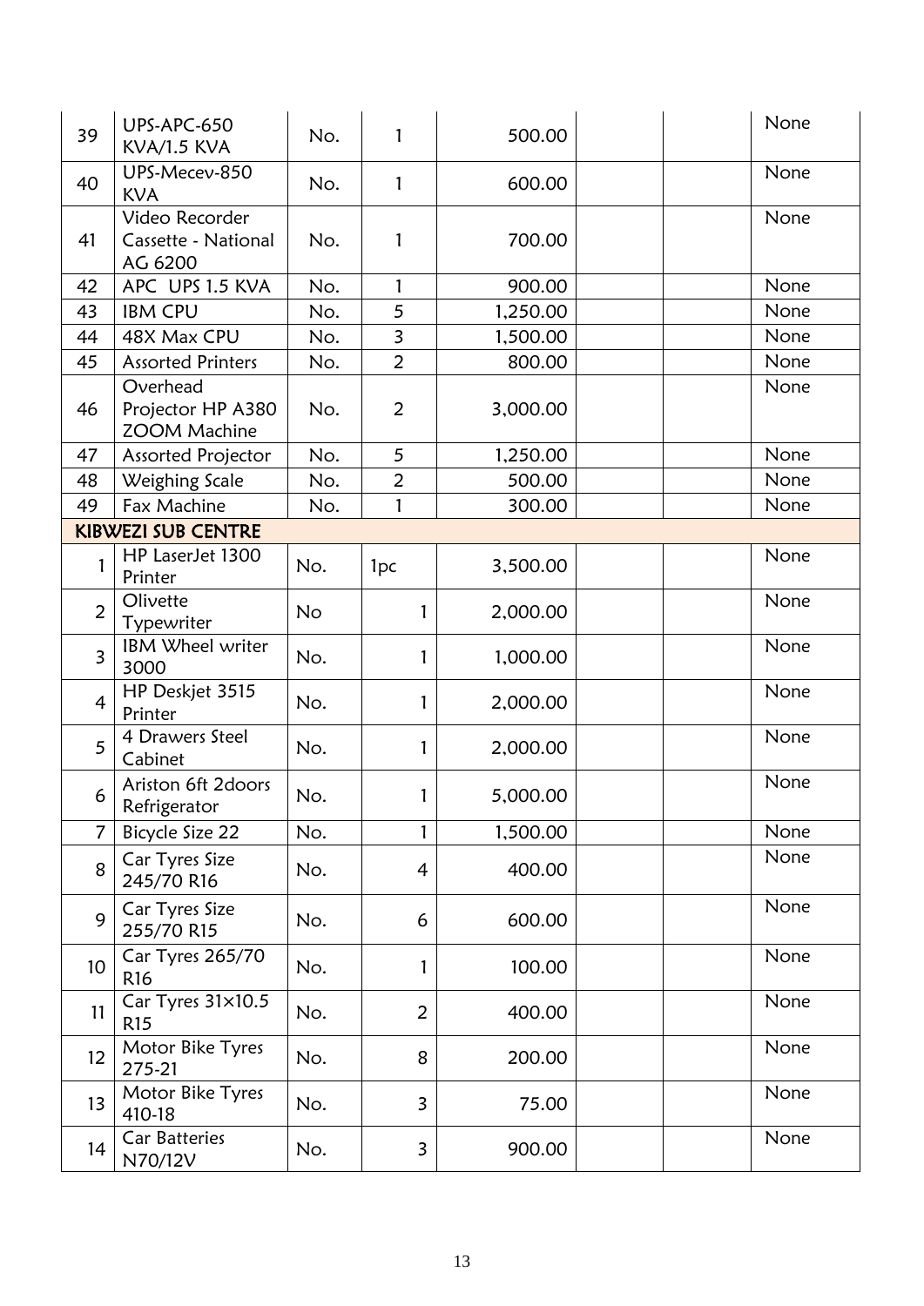| | | | | | | | |
|---|---|---|---|---|---|---|---|
| 39 | UPS-APC-650 KVA/1.5 KVA | No. | 1 | 500.00 | | | None |
| 40 | UPS-Mecev-850 KVA | No. | 1 | 600.00 | | | None |
| 41 | Video Recorder Cassette - National AG 6200 | No. | 1 | 700.00 | | | None |
| 42 | APC UPS 1.5 KVA | No. | 1 | 900.00 | | | None |
| 43 | IBM CPU | No. | 5 | 1,250.00 | | | None |
| 44 | 48X Max CPU | No. | 3 | 1,500.00 | | | None |
| 45 | Assorted Printers | No. | 2 | 800.00 | | | None |
| 46 | Overhead Projector HP A380 ZOOM Machine | No. | 2 | 3,000.00 | | | None |
| 47 | Assorted Projector | No. | 5 | 1,250.00 | | | None |
| 48 | Weighing Scale | No. | 2 | 500.00 | | | None |
| 49 | Fax Machine | No. | 1 | 300.00 | | | None |
| **KIBWEZI SUB CENTRE** | | | | | | | |
| 1 | HP LaserJet 1300 Printer | No. | 1pc | 3,500.00 | | | None |
| 2 | Olivette Typewriter | No | 1 | 2,000.00 | | | None |
| 3 | IBM Wheel writer 3000 | No. | 1 | 1,000.00 | | | None |
| 4 | HP Deskjet 3515 Printer | No. | 1 | 2,000.00 | | | None |
| 5 | 4 Drawers Steel Cabinet | No. | 1 | 2,000.00 | | | None |
| 6 | Ariston 6ft 2doors Refrigerator | No. | 1 | 5,000.00 | | | None |
| 7 | Bicycle Size 22 | No. | 1 | 1,500.00 | | | None |
| 8 | Car Tyres Size 245/70 R16 | No. | 4 | 400.00 | | | None |
| 9 | Car Tyres Size 255/70 R15 | No. | 6 | 600.00 | | | None |
| 10 | Car Tyres 265/70 R16 | No. | 1 | 100.00 | | | None |
| 11 | Car Tyres 31x10.5 R15 | No. | 2 | 400.00 | | | None |
| 12 | Motor Bike Tyres 275-21 | No. | 8 | 200.00 | | | None |
| 13 | Motor Bike Tyres 410-18 | No. | 3 | 75.00 | | | None |
| 14 | Car Batteries N70/12V | No. | 3 | 900.00 | | | None |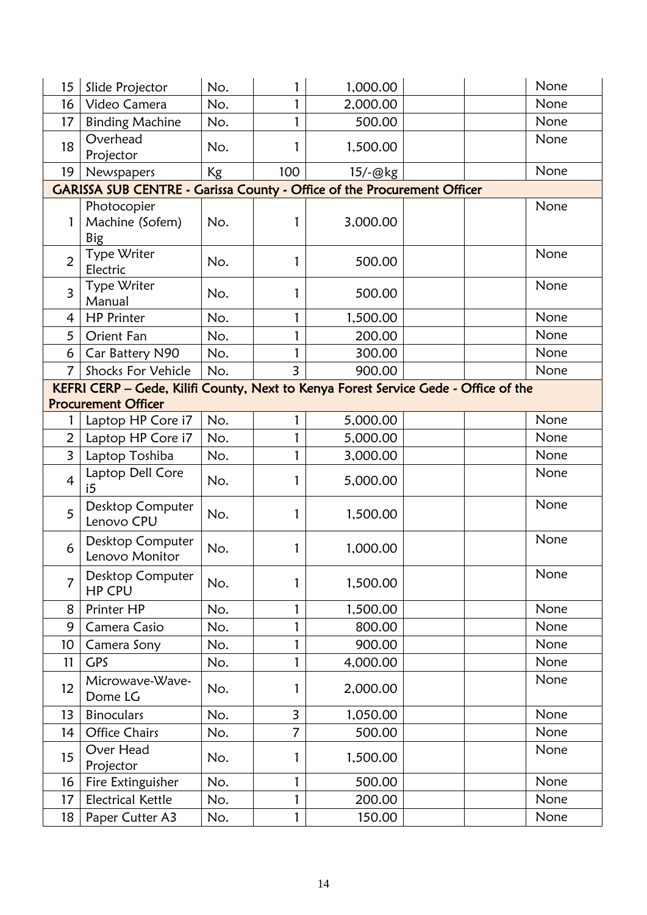| | | | | | | | |
|---|---|---|---|---|---|---|---|
| 15 | Slide Projector | No. | 1 | 1,000.00 | | | None |
| 16 | Video Camera | No. | 1 | 2,000.00 | | | None |
| 17 | Binding Machine | No. | 1 | 500.00 | | | None |
| 18 | Overhead Projector | No. | 1 | 1,500.00 | | | None |
| 19 | Newspapers | Kg | 100 | 15/-@kg | | | None |
| **GARISSA SUB CENTRE - Garissa County - Office of the Procurement Officer** | | | | | | | |
| 1 | Photocopier Machine (Sofem) Big | No. | 1 | 3,000.00 | | | None |
| 2 | Type Writer Electric | No. | 1 | 500.00 | | | None |
| 3 | Type Writer Manual | No. | 1 | 500.00 | | | None |
| 4 | HP Printer | No. | 1 | 1,500.00 | | | None |
| 5 | Orient Fan | No. | 1 | 200.00 | | | None |
| 6 | Car Battery N90 | No. | 1 | 300.00 | | | None |
| 7 | Shocks For Vehicle | No. | 3 | 900.00 | | | None |
| **KEFRI CERP – Gede, Kilifi County, Next to Kenya Forest Service Gede - Office of the Procurement Officer** | | | | | | | |
| 1 | Laptop HP Core i7 | No. | 1 | 5,000.00 | | | None |
| 2 | Laptop HP Core i7 | No. | 1 | 5,000.00 | | | None |
| 3 | Laptop Toshiba | No. | 1 | 3,000.00 | | | None |
| 4 | Laptop Dell Core i5 | No. | 1 | 5,000.00 | | | None |
| 5 | Desktop Computer Lenovo CPU | No. | 1 | 1,500.00 | | | None |
| 6 | Desktop Computer Lenovo Monitor | No. | 1 | 1,000.00 | | | None |
| 7 | Desktop Computer HP CPU | No. | 1 | 1,500.00 | | | None |
| 8 | Printer HP | No. | 1 | 1,500.00 | | | None |
| 9 | Camera Casio | No. | 1 | 800.00 | | | None |
| 10 | Camera Sony | No. | 1 | 900.00 | | | None |
| 11 | GPS | No. | 1 | 4,000.00 | | | None |
| 12 | Microwave-Wave-Dome LG | No. | 1 | 2,000.00 | | | None |
| 13 | Binoculars | No. | 3 | 1,050.00 | | | None |
| 14 | Office Chairs | No. | 7 | 500.00 | | | None |
| 15 | Over Head Projector | No. | 1 | 1,500.00 | | | None |
| 16 | Fire Extinguisher | No. | 1 | 500.00 | | | None |
| 17 | Electrical Kettle | No. | 1 | 200.00 | | | None |
| 18 | Paper Cutter A3 | No. | 1 | 150.00 | | | None |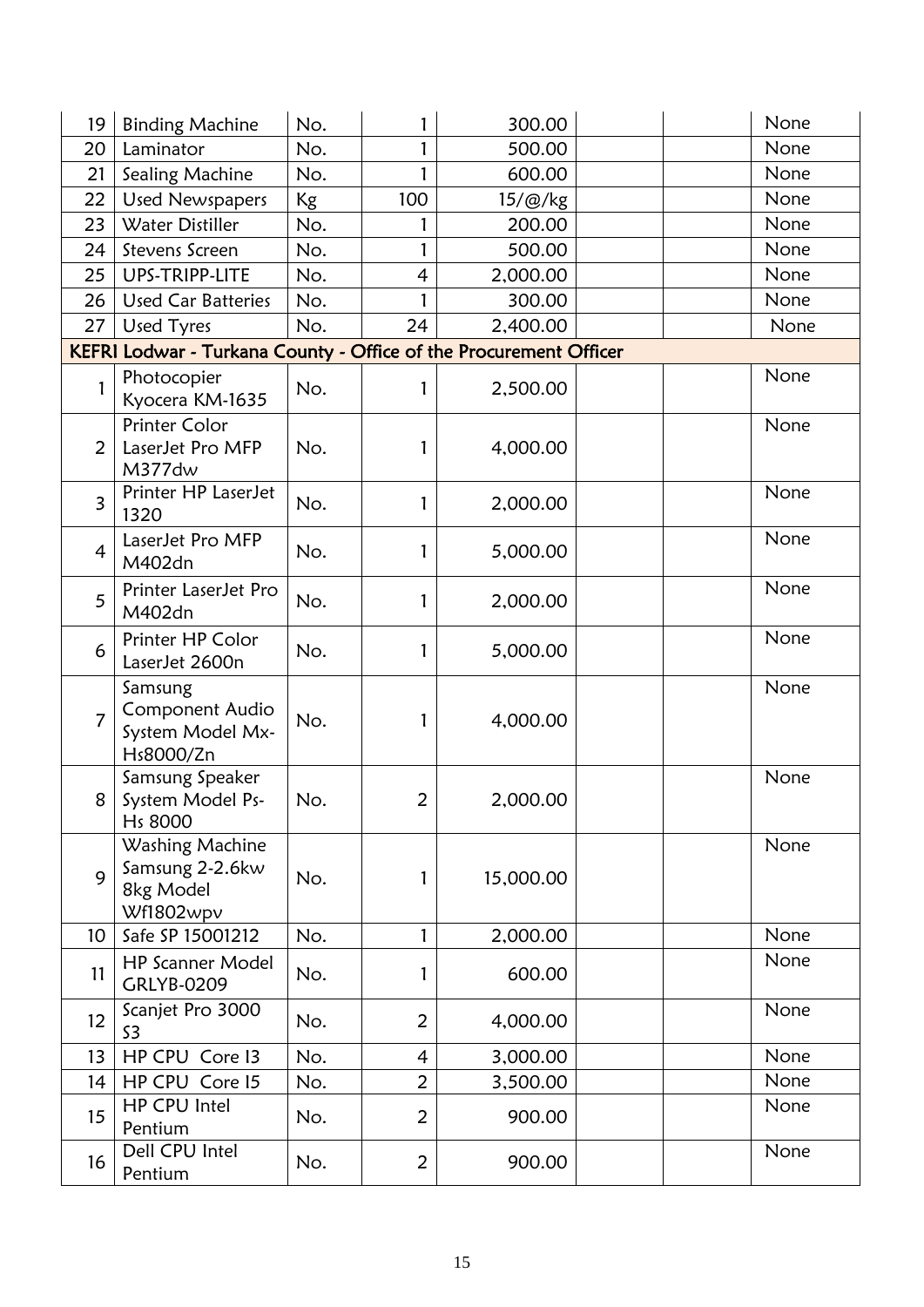| | | | | | | | |
|---|---|---|---|---|---|---|---|
| 19 | Binding Machine | No. | 1 | 300.00 | | | None |
| 20 | Laminator | No. | 1 | 500.00 | | | None |
| 21 | Sealing Machine | No. | 1 | 600.00 | | | None |
| 22 | Used Newspapers | Kg | 100 | 15/@/kg | | | None |
| 23 | Water Distiller | No. | 1 | 200.00 | | | None |
| 24 | Stevens Screen | No. | 1 | 500.00 | | | None |
| 25 | UPS-TRIPP-LITE | No. | 4 | 2,000.00 | | | None |
| 26 | Used Car Batteries | No. | 1 | 300.00 | | | None |
| 27 | Used Tyres | No. | 24 | 2,400.00 | | | None |
| **KEFRI Lodwar - Turkana County - Office of the Procurement Officer** | | | | | | | |
| 1 | Photocopier Kyocera KM-1635 | No. | 1 | 2,500.00 | | | None |
| 2 | Printer Color LaserJet Pro MFP M377dw | No. | 1 | 4,000.00 | | | None |
| 3 | Printer HP LaserJet 1320 | No. | 1 | 2,000.00 | | | None |
| 4 | LaserJet Pro MFP M402dn | No. | 1 | 5,000.00 | | | None |
| 5 | Printer LaserJet Pro M402dn | No. | 1 | 2,000.00 | | | None |
| 6 | Printer HP Color LaserJet 2600n | No. | 1 | 5,000.00 | | | None |
| 7 | Samsung Component Audio System Model Mx-Hs8000/Zn | No. | 1 | 4,000.00 | | | None |
| 8 | Samsung Speaker System Model Ps-Hs 8000 | No. | 2 | 2,000.00 | | | None |
| 9 | Washing Machine Samsung 2-2.6kw 8kg Model Wf1802wpv | No. | 1 | 15,000.00 | | | None |
| 10 | Safe SP 15001212 | No. | 1 | 2,000.00 | | | None |
| 11 | HP Scanner Model GRLYB-0209 | No. | 1 | 600.00 | | | None |
| 12 | Scanjet Pro 3000 S3 | No. | 2 | 4,000.00 | | | None |
| 13 | HP CPU Core I3 | No. | 4 | 3,000.00 | | | None |
| 14 | HP CPU Core I5 | No. | 2 | 3,500.00 | | | None |
| 15 | HP CPU Intel Pentium | No. | 2 | 900.00 | | | None |
| 16 | Dell CPU Intel Pentium | No. | 2 | 900.00 | | | None |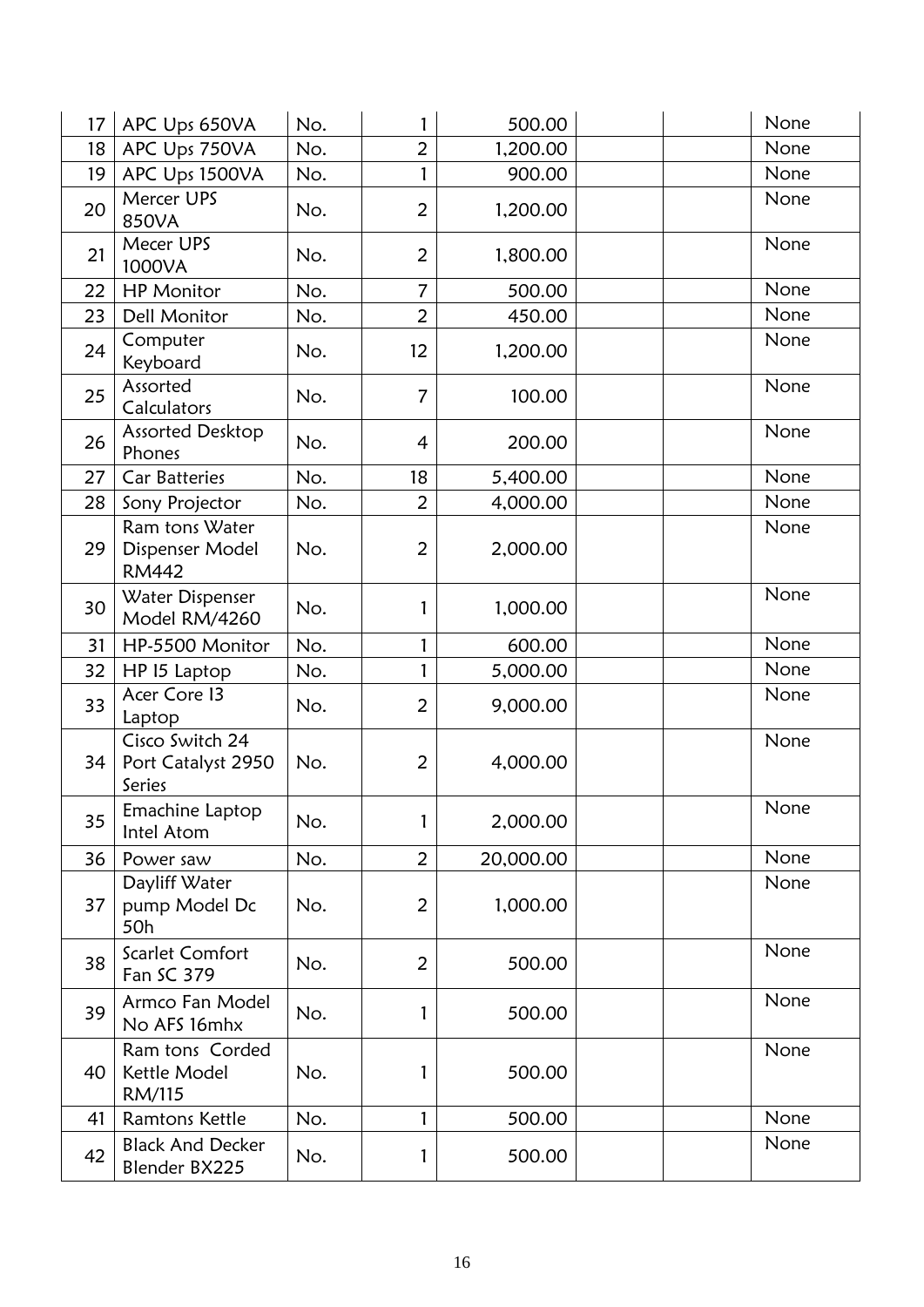| 17 | APC Ups 650VA | No. | 1 | 500.00 | | | None |
|---|---|---|---|---|---|---|---|
| 18 | APC Ups 750VA | No. | 2 | 1,200.00 | | | None |
| 19 | APC Ups 1500VA | No. | 1 | 900.00 | | | None |
| 20 | Mercer UPS 850VA | No. | 2 | 1,200.00 | | | None |
| 21 | Mecer UPS 1000VA | No. | 2 | 1,800.00 | | | None |
| 22 | HP Monitor | No. | 7 | 500.00 | | | None |
| 23 | Dell Monitor | No. | 2 | 450.00 | | | None |
| 24 | Computer Keyboard | No. | 12 | 1,200.00 | | | None |
| 25 | Assorted Calculators | No. | 7 | 100.00 | | | None |
| 26 | Assorted Desktop Phones | No. | 4 | 200.00 | | | None |
| 27 | Car Batteries | No. | 18 | 5,400.00 | | | None |
| 28 | Sony Projector | No. | 2 | 4,000.00 | | | None |
| 29 | Ram tons Water Dispenser Model RM442 | No. | 2 | 2,000.00 | | | None |
| 30 | Water Dispenser Model RM/4260 | No. | 1 | 1,000.00 | | | None |
| 31 | HP-5500 Monitor | No. | 1 | 600.00 | | | None |
| 32 | HP I5 Laptop | No. | 1 | 5,000.00 | | | None |
| 33 | Acer Core I3 Laptop | No. | 2 | 9,000.00 | | | None |
| 34 | Cisco Switch 24 Port Catalyst 2950 Series | No. | 2 | 4,000.00 | | | None |
| 35 | Emachine Laptop Intel Atom | No. | 1 | 2,000.00 | | | None |
| 36 | Power saw | No. | 2 | 20,000.00 | | | None |
| 37 | Dayliff Water pump Model Dc 50h | No. | 2 | 1,000.00 | | | None |
| 38 | Scarlet Comfort Fan SC 379 | No. | 2 | 500.00 | | | None |
| 39 | Armco Fan Model No AFS 16mhx | No. | 1 | 500.00 | | | None |
| 40 | Ram tons Corded Kettle Model RM/115 | No. | 1 | 500.00 | | | None |
| 41 | Ramtons Kettle | No. | 1 | 500.00 | | | None |
| 42 | Black And Decker Blender BX225 | No. | 1 | 500.00 | | | None |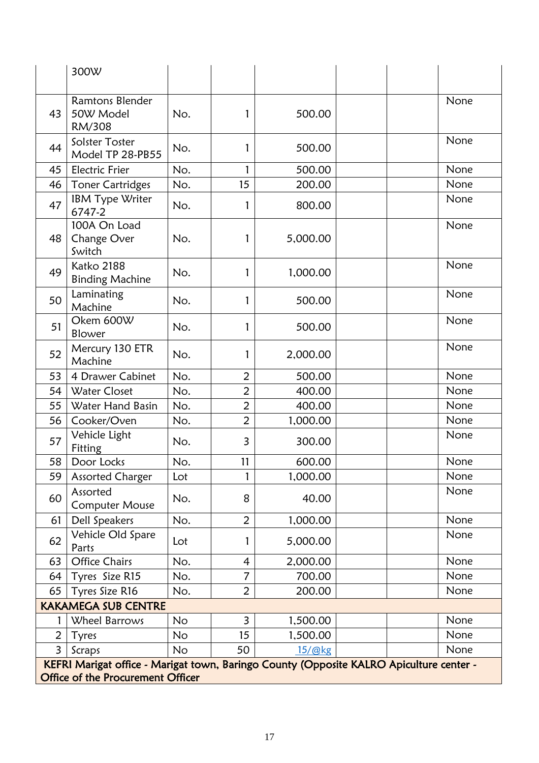| | 300W | | | | | | |
|---|---|---|---|---|---|---|---|
| 43 | Ramtons Blender 50W Model RM/308 | No. | 1 | 500.00 | | | None |
| 44 | Solster Toster Model TP 28-PB55 | No. | 1 | 500.00 | | | None |
| 45 | Electric Frier | No. | 1 | 500.00 | | | None |
| 46 | Toner Cartridges | No. | 15 | 200.00 | | | None |
| 47 | IBM Type Writer 6747-2 | No. | 1 | 800.00 | | | None |
| 48 | 100A On Load Change Over Switch | No. | 1 | 5,000.00 | | | None |
| 49 | Katko 2188 Binding Machine | No. | 1 | 1,000.00 | | | None |
| 50 | Laminating Machine | No. | 1 | 500.00 | | | None |
| 51 | Okem 600W Blower | No. | 1 | 500.00 | | | None |
| 52 | Mercury 130 ETR Machine | No. | 1 | 2,000.00 | | | None |
| 53 | 4 Drawer Cabinet | No. | 2 | 500.00 | | | None |
| 54 | Water Closet | No. | 2 | 400.00 | | | None |
| 55 | Water Hand Basin | No. | 2 | 400.00 | | | None |
| 56 | Cooker/Oven | No. | 2 | 1,000.00 | | | None |
| 57 | Vehicle Light Fitting | No. | 3 | 300.00 | | | None |
| 58 | Door Locks | No. | 11 | 600.00 | | | None |
| 59 | Assorted Charger | Lot | 1 | 1,000.00 | | | None |
| 60 | Assorted Computer Mouse | No. | 8 | 40.00 | | | None |
| 61 | Dell Speakers | No. | 2 | 1,000.00 | | | None |
| 62 | Vehicle Old Spare Parts | Lot | 1 | 5,000.00 | | | None |
| 63 | Office Chairs | No. | 4 | 2,000.00 | | | None |
| 64 | Tyres Size R15 | No. | 7 | 700.00 | | | None |
| 65 | Tyres Size R16 | No. | 2 | 200.00 | | | None |
| **KAKAMEGA SUB CENTRE** | | | | | | | |
| 1 | Wheel Barrows | No | 3 | 1,500.00 | | | None |
| 2 | Tyres | No | 15 | 1,500.00 | | | None |
| 3 | Scraps | No | 50 | 15/@kg | | | None |
| **KEFRI Marigat office - Marigat town, Baringo County (Opposite KALRO Apiculture center - Office of the Procurement Officer** | | | | | | | |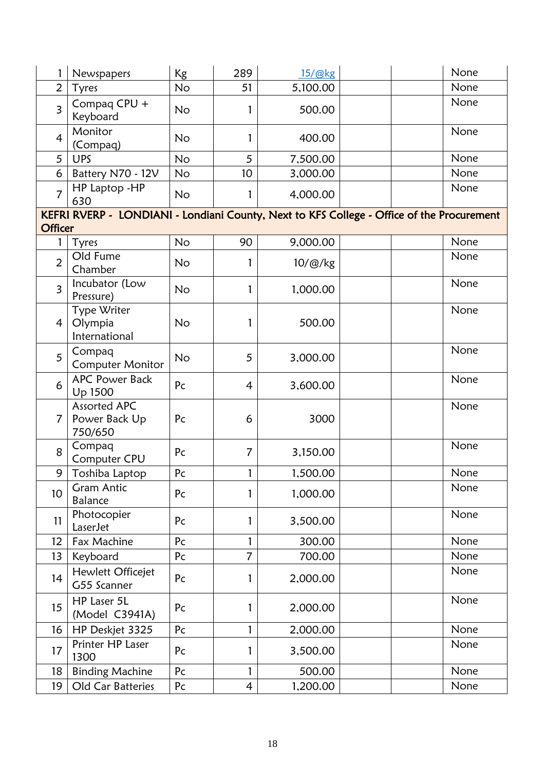| | | | | | | | |
|---|---|---|---|---|---|---|---|
| 1 | Newspapers | Kg | 289 | 15/@kg | | | None |
| 2 | Tyres | No | 51 | 5,100.00 | | | None |
| 3 | Compaq CPU + Keyboard | No | 1 | 500.00 | | | None |
| 4 | Monitor (Compaq) | No | 1 | 400.00 | | | None |
| 5 | UPS | No | 5 | 7,500.00 | | | None |
| 6 | Battery N70 - 12V | No | 10 | 3,000.00 | | | None |
| 7 | HP Laptop -HP 630 | No | 1 | 4,000.00 | | | None |
| **KEFRI RVERP - LONDIANI - Londiani County, Next to KFS College - Office of the Procurement Officer** | | | | | | | |
| 1 | Tyres | No | 90 | 9,000.00 | | | None |
| 2 | Old Fume Chamber | No | 1 | 10/@/kg | | | None |
| 3 | Incubator (Low Pressure) | No | 1 | 1,000.00 | | | None |
| 4 | Type Writer Olympia International | No | 1 | 500.00 | | | None |
| 5 | Compaq Computer Monitor | No | 5 | 3,000.00 | | | None |
| 6 | APC Power Back Up 1500 | Pc | 4 | 3,600.00 | | | None |
| 7 | Assorted APC Power Back Up 750/650 | Pc | 6 | 3000 | | | None |
| 8 | Compaq Computer CPU | Pc | 7 | 3,150.00 | | | None |
| 9 | Toshiba Laptop | Pc | 1 | 1,500.00 | | | None |
| 10 | Gram Antic Balance | Pc | 1 | 1,000.00 | | | None |
| 11 | Photocopier LaserJet | Pc | 1 | 3,500.00 | | | None |
| 12 | Fax Machine | Pc | 1 | 300.00 | | | None |
| 13 | Keyboard | Pc | 7 | 700.00 | | | None |
| 14 | Hewlett Officejet G55 Scanner | Pc | 1 | 2,000.00 | | | None |
| 15 | HP Laser 5L (Model C3941A) | Pc | 1 | 2,000.00 | | | None |
| 16 | HP Deskjet 3325 | Pc | 1 | 2,000.00 | | | None |
| 17 | Printer HP Laser 1300 | Pc | 1 | 3,500.00 | | | None |
| 18 | Binding Machine | Pc | 1 | 500.00 | | | None |
| 19 | Old Car Batteries | Pc | 4 | 1,200.00 | | | None |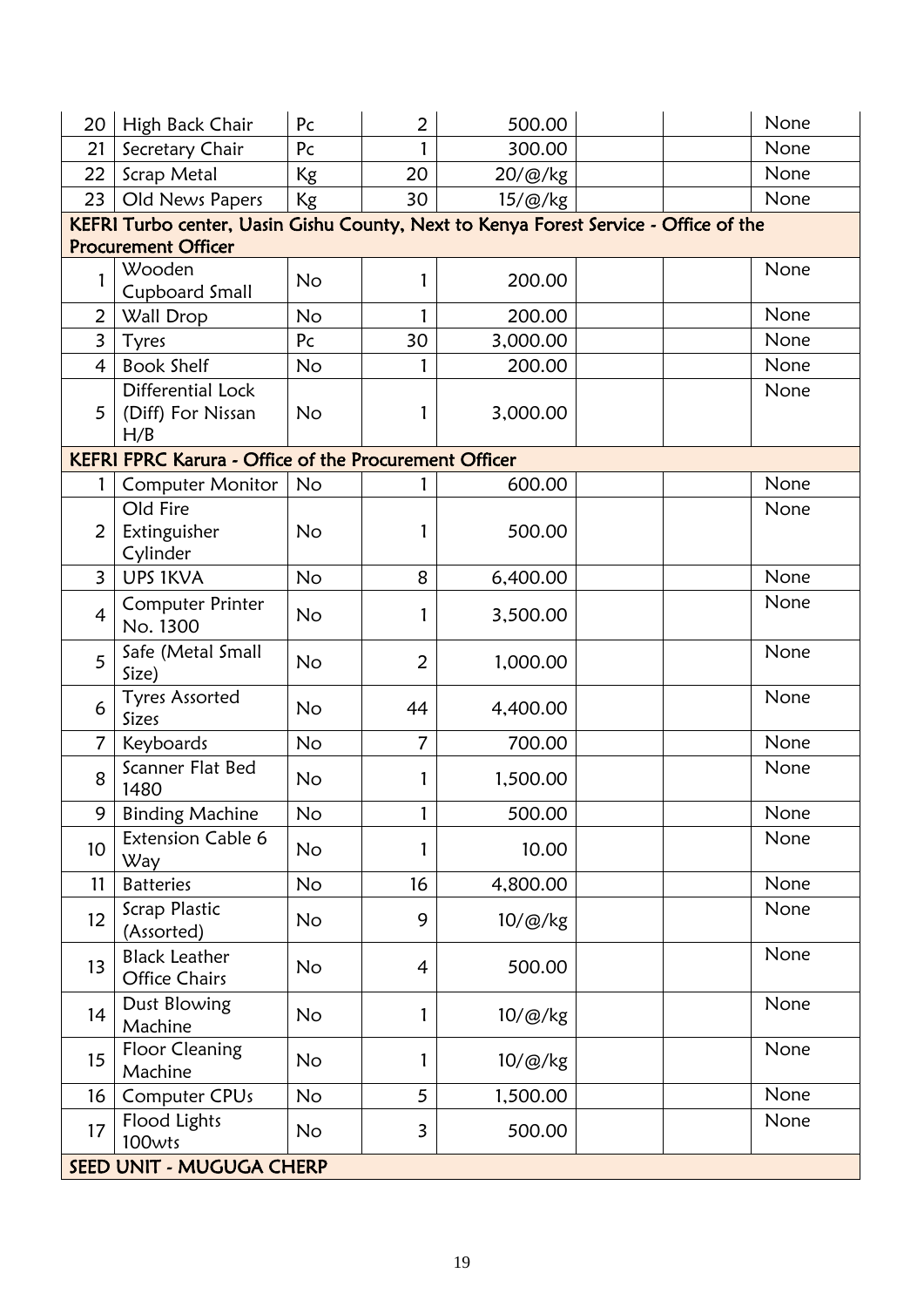| | | | | | | | |
|---|---|---|---|---|---|---|---|
| 20 | High Back Chair | Pc | 2 | 500.00 | | | None |
| 21 | Secretary Chair | Pc | 1 | 300.00 | | | None |
| 22 | Scrap Metal | Kg | 20 | 20/@/kg | | | None |
| 23 | Old News Papers | Kg | 30 | 15/@/kg | | | None |
| **KEFRI Turbo center, Uasin Gishu County, Next to Kenya Forest Service - Office of the Procurement Officer** | | | | | | | |
| 1 | Wooden Cupboard Small | No | 1 | 200.00 | | | None |
| 2 | Wall Drop | No | 1 | 200.00 | | | None |
| 3 | Tyres | Pc | 30 | 3,000.00 | | | None |
| 4 | Book Shelf | No | 1 | 200.00 | | | None |
| 5 | Differential Lock (Diff) For Nissan H/B | No | 1 | 3,000.00 | | | None |
| **KEFRI FPRC Karura - Office of the Procurement Officer** | | | | | | | |
| 1 | Computer Monitor | No | 1 | 600.00 | | | None |
| 2 | Old Fire Extinguisher Cylinder | No | 1 | 500.00 | | | None |
| 3 | UPS 1KVA | No | 8 | 6,400.00 | | | None |
| 4 | Computer Printer No. 1300 | No | 1 | 3,500.00 | | | None |
| 5 | Safe (Metal Small Size) | No | 2 | 1,000.00 | | | None |
| 6 | Tyres Assorted Sizes | No | 44 | 4,400.00 | | | None |
| 7 | Keyboards | No | 7 | 700.00 | | | None |
| 8 | Scanner Flat Bed 1480 | No | 1 | 1,500.00 | | | None |
| 9 | Binding Machine | No | 1 | 500.00 | | | None |
| 10 | Extension Cable 6 Way | No | 1 | 10.00 | | | None |
| 11 | Batteries | No | 16 | 4,800.00 | | | None |
| 12 | Scrap Plastic (Assorted) | No | 9 | 10/@/kg | | | None |
| 13 | Black Leather Office Chairs | No | 4 | 500.00 | | | None |
| 14 | Dust Blowing Machine | No | 1 | 10/@/kg | | | None |
| 15 | Floor Cleaning Machine | No | 1 | 10/@/kg | | | None |
| 16 | Computer CPUs | No | 5 | 1,500.00 | | | None |
| 17 | Flood Lights 100wts | No | 3 | 500.00 | | | None |
| **SEED UNIT - MUGUGA CHERP** | | | | | | | |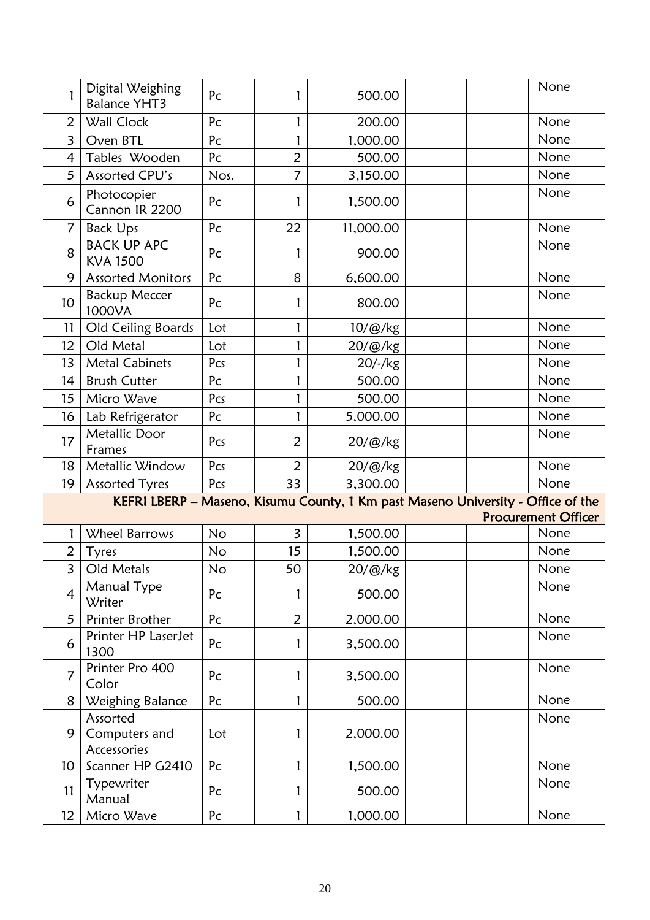| | | | | | | | |
|---|---|---|---|---|---|---|---|
| 1 | Digital Weighing Balance YHT3 | Pc | 1 | 500.00 | | | None |
| 2 | Wall Clock | Pc | 1 | 200.00 | | | None |
| 3 | Oven BTL | Pc | 1 | 1,000.00 | | | None |
| 4 | Tables Wooden | Pc | 2 | 500.00 | | | None |
| 5 | Assorted CPU's | Nos. | 7 | 3,150.00 | | | None |
| 6 | Photocopier Cannon IR 2200 | Pc | 1 | 1,500.00 | | | None |
| 7 | Back Ups | Pc | 22 | 11,000.00 | | | None |
| 8 | BACK UP APC KVA 1500 | Pc | 1 | 900.00 | | | None |
| 9 | Assorted Monitors | Pc | 8 | 6,600.00 | | | None |
| 10 | Backup Meccer 1000VA | Pc | 1 | 800.00 | | | None |
| 11 | Old Ceiling Boards | Lot | 1 | 10/@/kg | | | None |
| 12 | Old Metal | Lot | 1 | 20/@/kg | | | None |
| 13 | Metal Cabinets | Pcs | 1 | 20/-/kg | | | None |
| 14 | Brush Cutter | Pc | 1 | 500.00 | | | None |
| 15 | Micro Wave | Pcs | 1 | 500.00 | | | None |
| 16 | Lab Refrigerator | Pc | 1 | 5,000.00 | | | None |
| 17 | Metallic Door Frames | Pcs | 2 | 20/@/kg | | | None |
| 18 | Metallic Window | Pcs | 2 | 20/@/kg | | | None |
| 19 | Assorted Tyres | Pcs | 33 | 3,300.00 | | | None |
| **KEFRI LBERP – Maseno, Kisumu County, 1 Km past Maseno University - Office of the Procurement Officer** | | | | | | | |
| 1 | Wheel Barrows | No | 3 | 1,500.00 | | | None |
| 2 | Tyres | No | 15 | 1,500.00 | | | None |
| 3 | Old Metals | No | 50 | 20/@/kg | | | None |
| 4 | Manual Type Writer | Pc | 1 | 500.00 | | | None |
| 5 | Printer Brother | Pc | 2 | 2,000.00 | | | None |
| 6 | Printer HP LaserJet 1300 | Pc | 1 | 3,500.00 | | | None |
| 7 | Printer Pro 400 Color | Pc | 1 | 3,500.00 | | | None |
| 8 | Weighing Balance | Pc | 1 | 500.00 | | | None |
| 9 | Assorted Computers and Accessories | Lot | 1 | 2,000.00 | | | None |
| 10 | Scanner HP G2410 | Pc | 1 | 1,500.00 | | | None |
| 11 | Typewriter Manual | Pc | 1 | 500.00 | | | None |
| 12 | Micro Wave | Pc | 1 | 1,000.00 | | | None |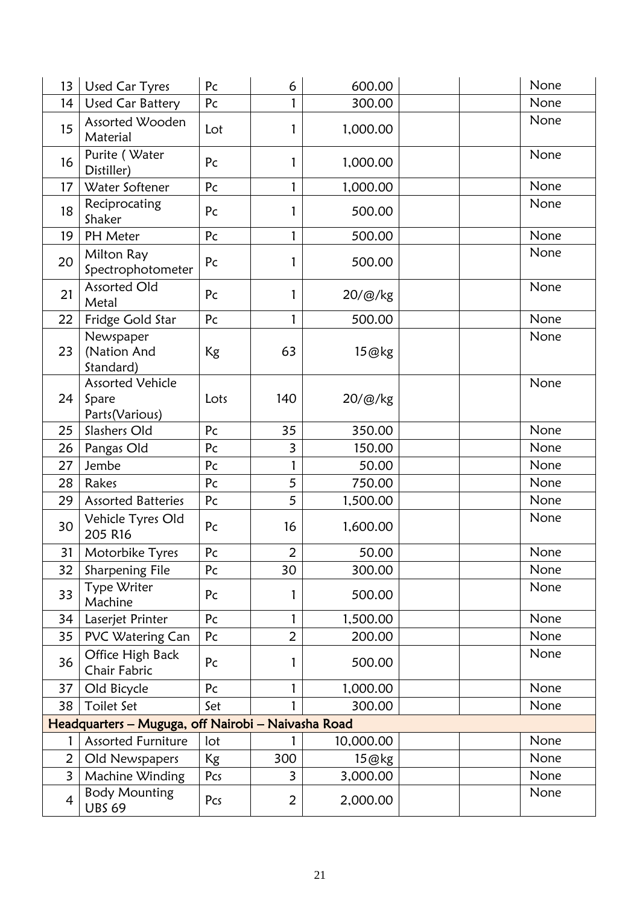| 13 | Used Car Tyres | Pc | 6 | 600.00 | | | None |
|---|---|---|---|---|---|---|---|
| 14 | Used Car Battery | Pc | 1 | 300.00 | | | None |
| 15 | Assorted Wooden Material | Lot | 1 | 1,000.00 | | | None |
| 16 | Purite ( Water Distiller) | Pc | 1 | 1,000.00 | | | None |
| 17 | Water Softener | Pc | 1 | 1,000.00 | | | None |
| 18 | Reciprocating Shaker | Pc | 1 | 500.00 | | | None |
| 19 | PH Meter | Pc | 1 | 500.00 | | | None |
| 20 | Milton Ray Spectrophotometer | Pc | 1 | 500.00 | | | None |
| 21 | Assorted Old Metal | Pc | 1 | 20/@/kg | | | None |
| 22 | Fridge Gold Star | Pc | 1 | 500.00 | | | None |
| 23 | Newspaper (Nation And Standard) | Kg | 63 | 15@kg | | | None |
| 24 | Assorted Vehicle Spare Parts(Various) | Lots | 140 | 20/@/kg | | | None |
| 25 | Slashers Old | Pc | 35 | 350.00 | | | None |
| 26 | Pangas Old | Pc | 3 | 150.00 | | | None |
| 27 | Jembe | Pc | 1 | 50.00 | | | None |
| 28 | Rakes | Pc | 5 | 750.00 | | | None |
| 29 | Assorted Batteries | Pc | 5 | 1,500.00 | | | None |
| 30 | Vehicle Tyres Old 205 R16 | Pc | 16 | 1,600.00 | | | None |
| 31 | Motorbike Tyres | Pc | 2 | 50.00 | | | None |
| 32 | Sharpening File | Pc | 30 | 300.00 | | | None |
| 33 | Type Writer Machine | Pc | 1 | 500.00 | | | None |
| 34 | Laserjet Printer | Pc | 1 | 1,500.00 | | | None |
| 35 | PVC Watering Can | Pc | 2 | 200.00 | | | None |
| 36 | Office High Back Chair Fabric | Pc | 1 | 500.00 | | | None |
| 37 | Old Bicycle | Pc | 1 | 1,000.00 | | | None |
| 38 | Toilet Set | Set | 1 | 300.00 | | | None |
| **Headquarters – Muguga, off Nairobi – Naivasha Road** | | | | | | | |
| 1 | Assorted Furniture | lot | 1 | 10,000.00 | | | None |
| 2 | Old Newspapers | Kg | 300 | 15@kg | | | None |
| 3 | Machine Winding | Pcs | 3 | 3,000.00 | | | None |
| 4 | Body Mounting UBS 69 | Pcs | 2 | 2,000.00 | | | None |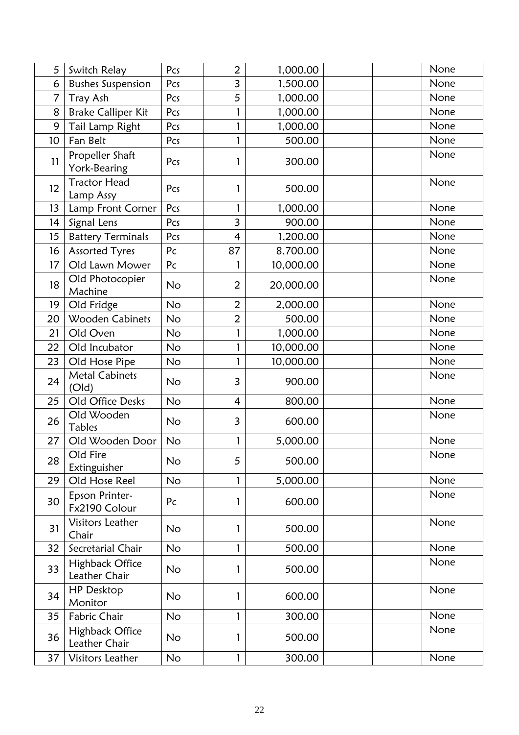| 5 | Switch Relay | Pcs | 2 | 1,000.00 | | | None |
|---|---|---|---|---|---|---|---|
| 6 | Bushes Suspension | Pcs | 3 | 1,500.00 | | | None |
| 7 | Tray Ash | Pcs | 5 | 1,000.00 | | | None |
| 8 | Brake Calliper Kit | Pcs | 1 | 1,000.00 | | | None |
| 9 | Tail Lamp Right | Pcs | 1 | 1,000.00 | | | None |
| 10 | Fan Belt | Pcs | 1 | 500.00 | | | None |
| 11 | Propeller Shaft York-Bearing | Pcs | 1 | 300.00 | | | None |
| 12 | Tractor Head Lamp Assy | Pcs | 1 | 500.00 | | | None |
| 13 | Lamp Front Corner | Pcs | 1 | 1,000.00 | | | None |
| 14 | Signal Lens | Pcs | 3 | 900.00 | | | None |
| 15 | Battery Terminals | Pcs | 4 | 1,200.00 | | | None |
| 16 | Assorted Tyres | Pc | 87 | 8,700.00 | | | None |
| 17 | Old Lawn Mower | Pc | 1 | 10,000.00 | | | None |
| 18 | Old Photocopier Machine | No | 2 | 20,000.00 | | | None |
| 19 | Old Fridge | No | 2 | 2,000.00 | | | None |
| 20 | Wooden Cabinets | No | 2 | 500.00 | | | None |
| 21 | Old Oven | No | 1 | 1,000.00 | | | None |
| 22 | Old Incubator | No | 1 | 10,000.00 | | | None |
| 23 | Old Hose Pipe | No | 1 | 10,000.00 | | | None |
| 24 | Metal Cabinets (Old) | No | 3 | 900.00 | | | None |
| 25 | Old Office Desks | No | 4 | 800.00 | | | None |
| 26 | Old Wooden Tables | No | 3 | 600.00 | | | None |
| 27 | Old Wooden Door | No | 1 | 5,000.00 | | | None |
| 28 | Old Fire Extinguisher | No | 5 | 500.00 | | | None |
| 29 | Old Hose Reel | No | 1 | 5,000.00 | | | None |
| 30 | Epson Printer-Fx2190 Colour | Pc | 1 | 600.00 | | | None |
| 31 | Visitors Leather Chair | No | 1 | 500.00 | | | None |
| 32 | Secretarial Chair | No | 1 | 500.00 | | | None |
| 33 | Highback Office Leather Chair | No | 1 | 500.00 | | | None |
| 34 | HP Desktop Monitor | No | 1 | 600.00 | | | None |
| 35 | Fabric Chair | No | 1 | 300.00 | | | None |
| 36 | Highback Office Leather Chair | No | 1 | 500.00 | | | None |
| 37 | Visitors Leather | No | 1 | 300.00 | | | None |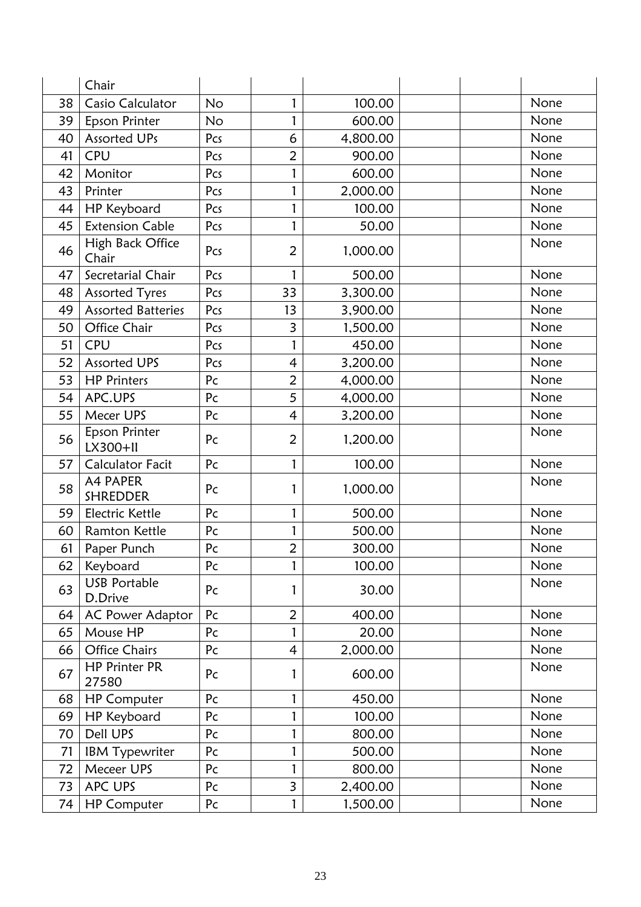| | | | | | | | |
|---|---|---|---|---|---|---|---|
| | Chair | | | | | | |
| 38 | Casio Calculator | No | 1 | 100.00 | | | None |
| 39 | Epson Printer | No | 1 | 600.00 | | | None |
| 40 | Assorted UPs | Pcs | 6 | 4,800.00 | | | None |
| 41 | CPU | Pcs | 2 | 900.00 | | | None |
| 42 | Monitor | Pcs | 1 | 600.00 | | | None |
| 43 | Printer | Pcs | 1 | 2,000.00 | | | None |
| 44 | HP Keyboard | Pcs | 1 | 100.00 | | | None |
| 45 | Extension Cable | Pcs | 1 | 50.00 | | | None |
| 46 | High Back Office Chair | Pcs | 2 | 1,000.00 | | | None |
| 47 | Secretarial Chair | Pcs | 1 | 500.00 | | | None |
| 48 | Assorted Tyres | Pcs | 33 | 3,300.00 | | | None |
| 49 | Assorted Batteries | Pcs | 13 | 3,900.00 | | | None |
| 50 | Office Chair | Pcs | 3 | 1,500.00 | | | None |
| 51 | CPU | Pcs | 1 | 450.00 | | | None |
| 52 | Assorted UPS | Pcs | 4 | 3,200.00 | | | None |
| 53 | HP Printers | Pc | 2 | 4,000.00 | | | None |
| 54 | APC.UPS | Pc | 5 | 4,000.00 | | | None |
| 55 | Mecer UPS | Pc | 4 | 3,200.00 | | | None |
| 56 | Epson Printer LX300+II | Pc | 2 | 1,200.00 | | | None |
| 57 | Calculator Facit | Pc | 1 | 100.00 | | | None |
| 58 | A4 PAPER SHREDDER | Pc | 1 | 1,000.00 | | | None |
| 59 | Electric Kettle | Pc | 1 | 500.00 | | | None |
| 60 | Ramton Kettle | Pc | 1 | 500.00 | | | None |
| 61 | Paper Punch | Pc | 2 | 300.00 | | | None |
| 62 | Keyboard | Pc | 1 | 100.00 | | | None |
| 63 | USB Portable D.Drive | Pc | 1 | 30.00 | | | None |
| 64 | AC Power Adaptor | Pc | 2 | 400.00 | | | None |
| 65 | Mouse HP | Pc | 1 | 20.00 | | | None |
| 66 | Office Chairs | Pc | 4 | 2,000.00 | | | None |
| 67 | HP Printer PR 27580 | Pc | 1 | 600.00 | | | None |
| 68 | HP Computer | Pc | 1 | 450.00 | | | None |
| 69 | HP Keyboard | Pc | 1 | 100.00 | | | None |
| 70 | Dell UPS | Pc | 1 | 800.00 | | | None |
| 71 | IBM Typewriter | Pc | 1 | 500.00 | | | None |
| 72 | Meceer UPS | Pc | 1 | 800.00 | | | None |
| 73 | APC UPS | Pc | 3 | 2,400.00 | | | None |
| 74 | HP Computer | Pc | 1 | 1,500.00 | | | None |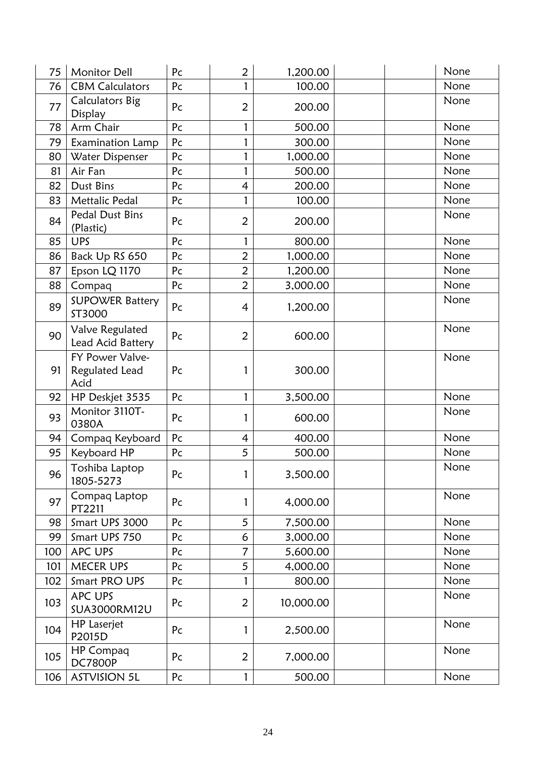| 75 | Monitor Dell | Pc | 2 | 1,200.00 | | | None |
|---|---|---|---|---|---|---|---|
| 76 | CBM Calculators | Pc | 1 | 100.00 | | | None |
| 77 | Calculators Big Display | Pc | 2 | 200.00 | | | None |
| 78 | Arm Chair | Pc | 1 | 500.00 | | | None |
| 79 | Examination Lamp | Pc | 1 | 300.00 | | | None |
| 80 | Water Dispenser | Pc | 1 | 1,000.00 | | | None |
| 81 | Air Fan | Pc | 1 | 500.00 | | | None |
| 82 | Dust Bins | Pc | 4 | 200.00 | | | None |
| 83 | Mettalic Pedal | Pc | 1 | 100.00 | | | None |
| 84 | Pedal Dust Bins (Plastic) | Pc | 2 | 200.00 | | | None |
| 85 | UPS | Pc | 1 | 800.00 | | | None |
| 86 | Back Up RS 650 | Pc | 2 | 1,000.00 | | | None |
| 87 | Epson LQ 1170 | Pc | 2 | 1,200.00 | | | None |
| 88 | Compaq | Pc | 2 | 3,000.00 | | | None |
| 89 | SUPOWER Battery ST3000 | Pc | 4 | 1,200.00 | | | None |
| 90 | Valve Regulated Lead Acid Battery | Pc | 2 | 600.00 | | | None |
| 91 | FY Power Valve-Regulated Lead Acid | Pc | 1 | 300.00 | | | None |
| 92 | HP Deskjet 3535 | Pc | 1 | 3,500.00 | | | None |
| 93 | Monitor 3110T-0380A | Pc | 1 | 600.00 | | | None |
| 94 | Compaq Keyboard | Pc | 4 | 400.00 | | | None |
| 95 | Keyboard HP | Pc | 5 | 500.00 | | | None |
| 96 | Toshiba Laptop 1805-5273 | Pc | 1 | 3,500.00 | | | None |
| 97 | Compaq Laptop PT2211 | Pc | 1 | 4,000.00 | | | None |
| 98 | Smart UPS 3000 | Pc | 5 | 7,500.00 | | | None |
| 99 | Smart UPS 750 | Pc | 6 | 3,000.00 | | | None |
| 100 | APC UPS | Pc | 7 | 5,600.00 | | | None |
| 101 | MECER UPS | Pc | 5 | 4,000.00 | | | None |
| 102 | Smart PRO UPS | Pc | 1 | 800.00 | | | None |
| 103 | APC UPS SUA3000RM12U | Pc | 2 | 10,000.00 | | | None |
| 104 | HP Laserjet P2015D | Pc | 1 | 2,500.00 | | | None |
| 105 | HP Compaq DC7800P | Pc | 2 | 7,000.00 | | | None |
| 106 | ASTVISION 5L | Pc | 1 | 500.00 | | | None |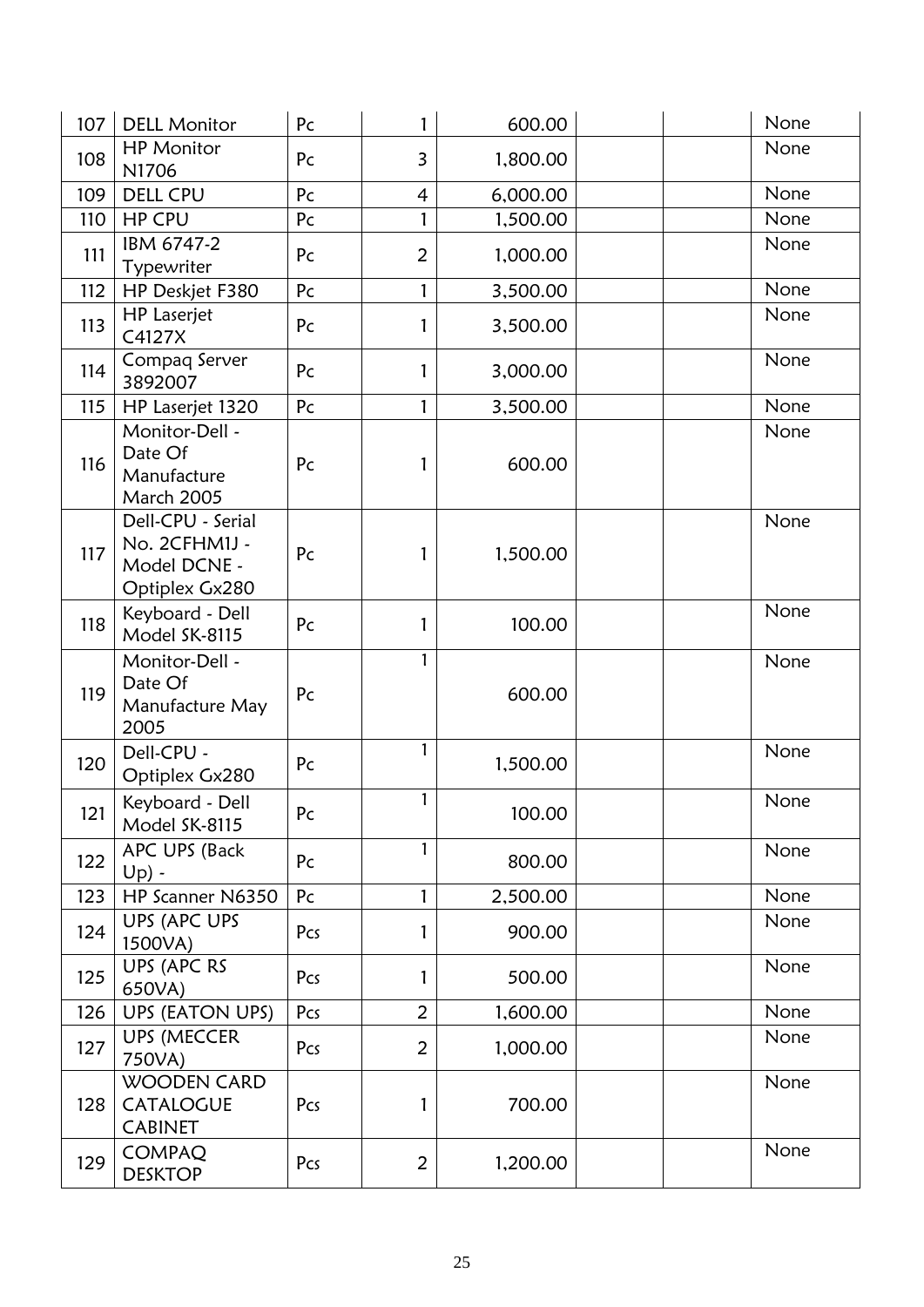| 107 | DELL Monitor | Pc | 1 | 600.00 | | | None |
|---|---|---|---|---|---|---|---|
| 108 | HP Monitor N1706 | Pc | 3 | 1,800.00 | | | None |
| 109 | DELL CPU | Pc | 4 | 6,000.00 | | | None |
| 110 | HP CPU | Pc | 1 | 1,500.00 | | | None |
| 111 | IBM 6747-2 Typewriter | Pc | 2 | 1,000.00 | | | None |
| 112 | HP Deskjet F380 | Pc | 1 | 3,500.00 | | | None |
| 113 | HP Laserjet C4127X | Pc | 1 | 3,500.00 | | | None |
| 114 | Compaq Server 3892007 | Pc | 1 | 3,000.00 | | | None |
| 115 | HP Laserjet 1320 | Pc | 1 | 3,500.00 | | | None |
| 116 | Monitor-Dell - Date Of Manufacture March 2005 | Pc | 1 | 600.00 | | | None |
| 117 | Dell-CPU - Serial No. 2CFHM1J - Model DCNE - Optiplex Gx280 | Pc | 1 | 1,500.00 | | | None |
| 118 | Keyboard - Dell Model SK-8115 | Pc | 1 | 100.00 | | | None |
| 119 | Monitor-Dell - Date Of Manufacture May 2005 | Pc | 1 | 600.00 | | | None |
| 120 | Dell-CPU - Optiplex Gx280 | Pc | 1 | 1,500.00 | | | None |
| 121 | Keyboard - Dell Model SK-8115 | Pc | 1 | 100.00 | | | None |
| 122 | APC UPS (Back Up) - | Pc | 1 | 800.00 | | | None |
| 123 | HP Scanner N6350 | Pc | 1 | 2,500.00 | | | None |
| 124 | UPS (APC UPS 1500VA) | Pcs | 1 | 900.00 | | | None |
| 125 | UPS (APC RS 650VA) | Pcs | 1 | 500.00 | | | None |
| 126 | UPS (EATON UPS) | Pcs | 2 | 1,600.00 | | | None |
| 127 | UPS (MECCER 750VA) | Pcs | 2 | 1,000.00 | | | None |
| 128 | WOODEN CARD CATALOGUE CABINET | Pcs | 1 | 700.00 | | | None |
| 129 | COMPAQ DESKTOP | Pcs | 2 | 1,200.00 | | | None |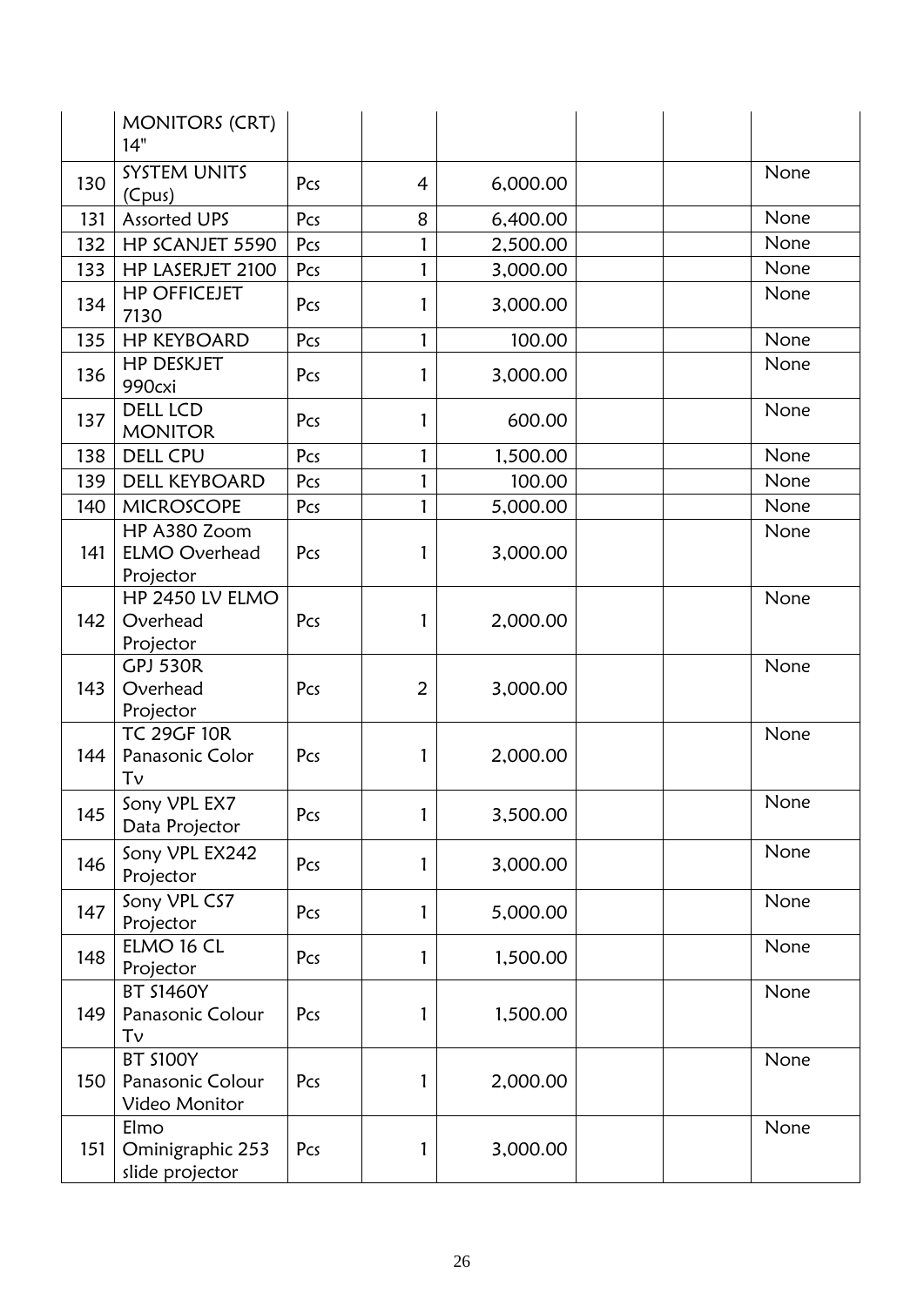| | MONITORS (CRT) 14" | | | | | | |
|---|---|---|---|---|---|---|---|
| 130 | SYSTEM UNITS (Cpus) | Pcs | 4 | 6,000.00 | | | None |
| 131 | Assorted UPS | Pcs | 8 | 6,400.00 | | | None |
| 132 | HP SCANJET 5590 | Pcs | 1 | 2,500.00 | | | None |
| 133 | HP LASERJET 2100 | Pcs | 1 | 3,000.00 | | | None |
| 134 | HP OFFICEJET 7130 | Pcs | 1 | 3,000.00 | | | None |
| 135 | HP KEYBOARD | Pcs | 1 | 100.00 | | | None |
| 136 | HP DESKJET 990cxi | Pcs | 1 | 3,000.00 | | | None |
| 137 | DELL LCD MONITOR | Pcs | 1 | 600.00 | | | None |
| 138 | DELL CPU | Pcs | 1 | 1,500.00 | | | None |
| 139 | DELL KEYBOARD | Pcs | 1 | 100.00 | | | None |
| 140 | MICROSCOPE | Pcs | 1 | 5,000.00 | | | None |
| 141 | HP A380 Zoom ELMO Overhead Projector | Pcs | 1 | 3,000.00 | | | None |
| 142 | HP 2450 LV ELMO Overhead Projector | Pcs | 1 | 2,000.00 | | | None |
| 143 | GPJ 530R Overhead Projector | Pcs | 2 | 3,000.00 | | | None |
| 144 | TC 29GF 10R Panasonic Color Tv | Pcs | 1 | 2,000.00 | | | None |
| 145 | Sony VPL EX7 Data Projector | Pcs | 1 | 3,500.00 | | | None |
| 146 | Sony VPL EX242 Projector | Pcs | 1 | 3,000.00 | | | None |
| 147 | Sony VPL CS7 Projector | Pcs | 1 | 5,000.00 | | | None |
| 148 | ELMO 16 CL Projector | Pcs | 1 | 1,500.00 | | | None |
| 149 | BT S1460Y Panasonic Colour Tv | Pcs | 1 | 1,500.00 | | | None |
| 150 | BT S100Y Panasonic Colour Video Monitor | Pcs | 1 | 2,000.00 | | | None |
| 151 | Elmo Ominigraphic 253 slide projector | Pcs | 1 | 3,000.00 | | | None |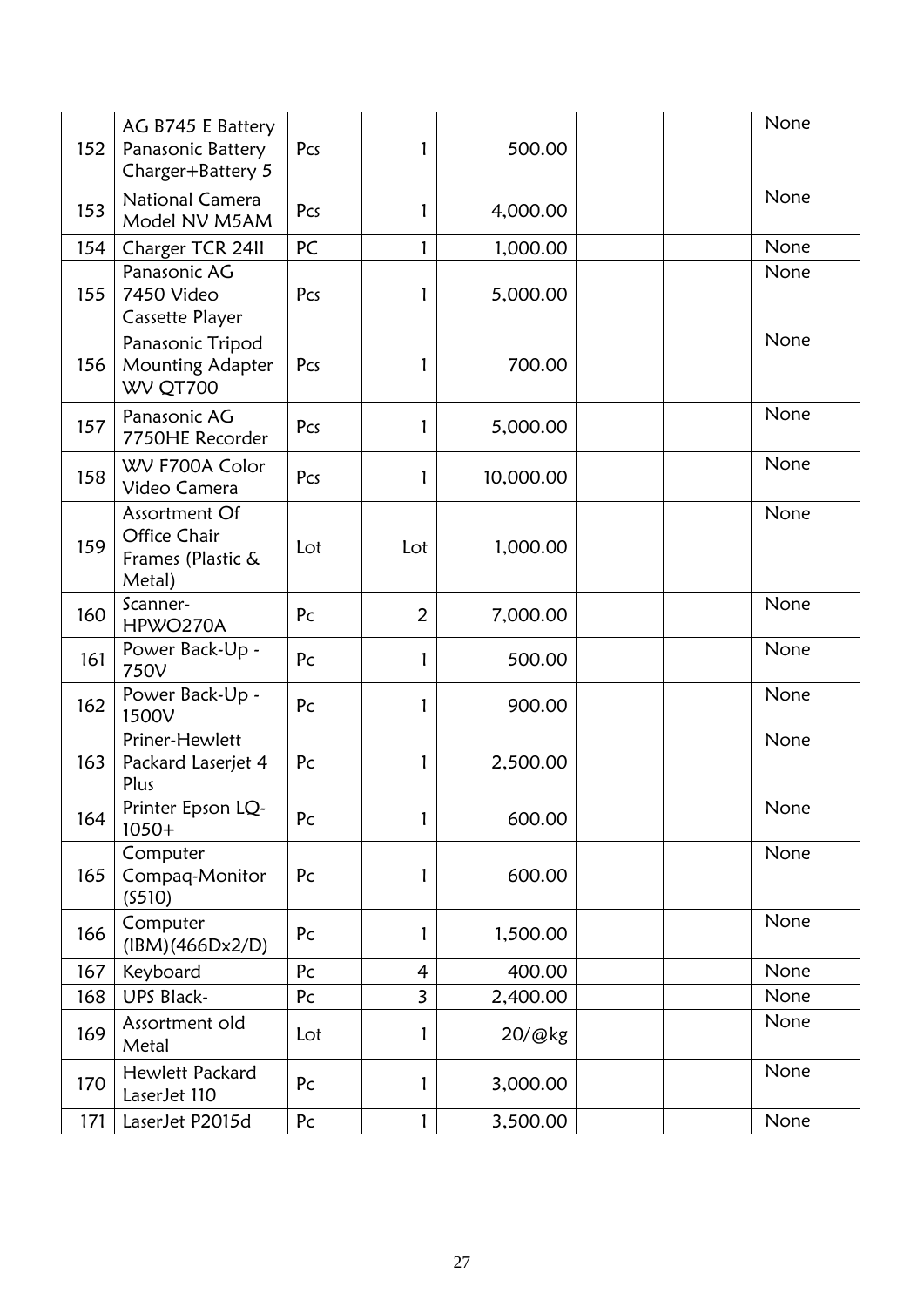| | | | | | | | |
|---|---|---|---|---|---|---|---|
| 152 | AG B745 E Battery Panasonic Battery Charger+Battery 5 | Pcs | 1 | 500.00 | | | None |
| 153 | National Camera Model NV M5AM | Pcs | 1 | 4,000.00 | | | None |
| 154 | Charger TCR 24II | PC | 1 | 1,000.00 | | | None |
| 155 | Panasonic AG 7450 Video Cassette Player | Pcs | 1 | 5,000.00 | | | None |
| 156 | Panasonic Tripod Mounting Adapter WV QT700 | Pcs | 1 | 700.00 | | | None |
| 157 | Panasonic AG 7750HE Recorder | Pcs | 1 | 5,000.00 | | | None |
| 158 | WV F700A Color Video Camera | Pcs | 1 | 10,000.00 | | | None |
| 159 | Assortment Of Office Chair Frames (Plastic & Metal) | Lot | Lot | 1,000.00 | | | None |
| 160 | Scanner-HPWO270A | Pc | 2 | 7,000.00 | | | None |
| 161 | Power Back-Up - 750V | Pc | 1 | 500.00 | | | None |
| 162 | Power Back-Up - 1500V | Pc | 1 | 900.00 | | | None |
| 163 | Priner-Hewlett Packard Laserjet 4 Plus | Pc | 1 | 2,500.00 | | | None |
| 164 | Printer Epson LQ-1050+ | Pc | 1 | 600.00 | | | None |
| 165 | Computer Compaq-Monitor (S510) | Pc | 1 | 600.00 | | | None |
| 166 | Computer (IBM)(466Dx2/D) | Pc | 1 | 1,500.00 | | | None |
| 167 | Keyboard | Pc | 4 | 400.00 | | | None |
| 168 | UPS Black- | Pc | 3 | 2,400.00 | | | None |
| 169 | Assortment old Metal | Lot | 1 | 20/@kg | | | None |
| 170 | Hewlett Packard LaserJet 110 | Pc | 1 | 3,000.00 | | | None |
| 171 | LaserJet P2015d | Pc | 1 | 3,500.00 | | | None |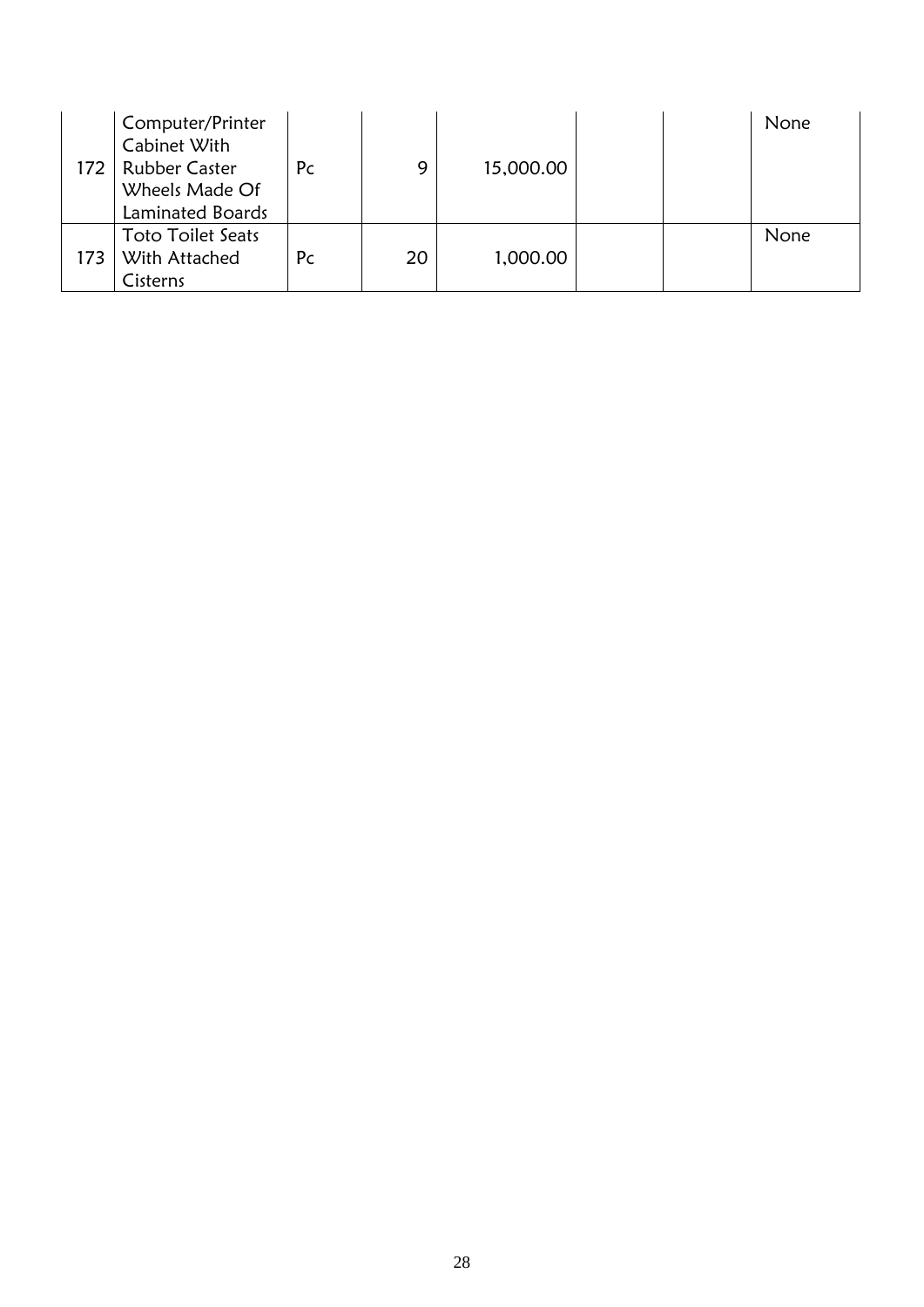|  |  |  |  |  |  |  |  |
|---|---|---|---|---|---|---|---|
| 172 | Computer/Printer Cabinet With Rubber Caster Wheels Made Of Laminated Boards | Pc | 9 | 15,000.00 |  |  | None |
| 173 | Toto Toilet Seats With Attached Cisterns | Pc | 20 | 1,000.00 |  |  | None |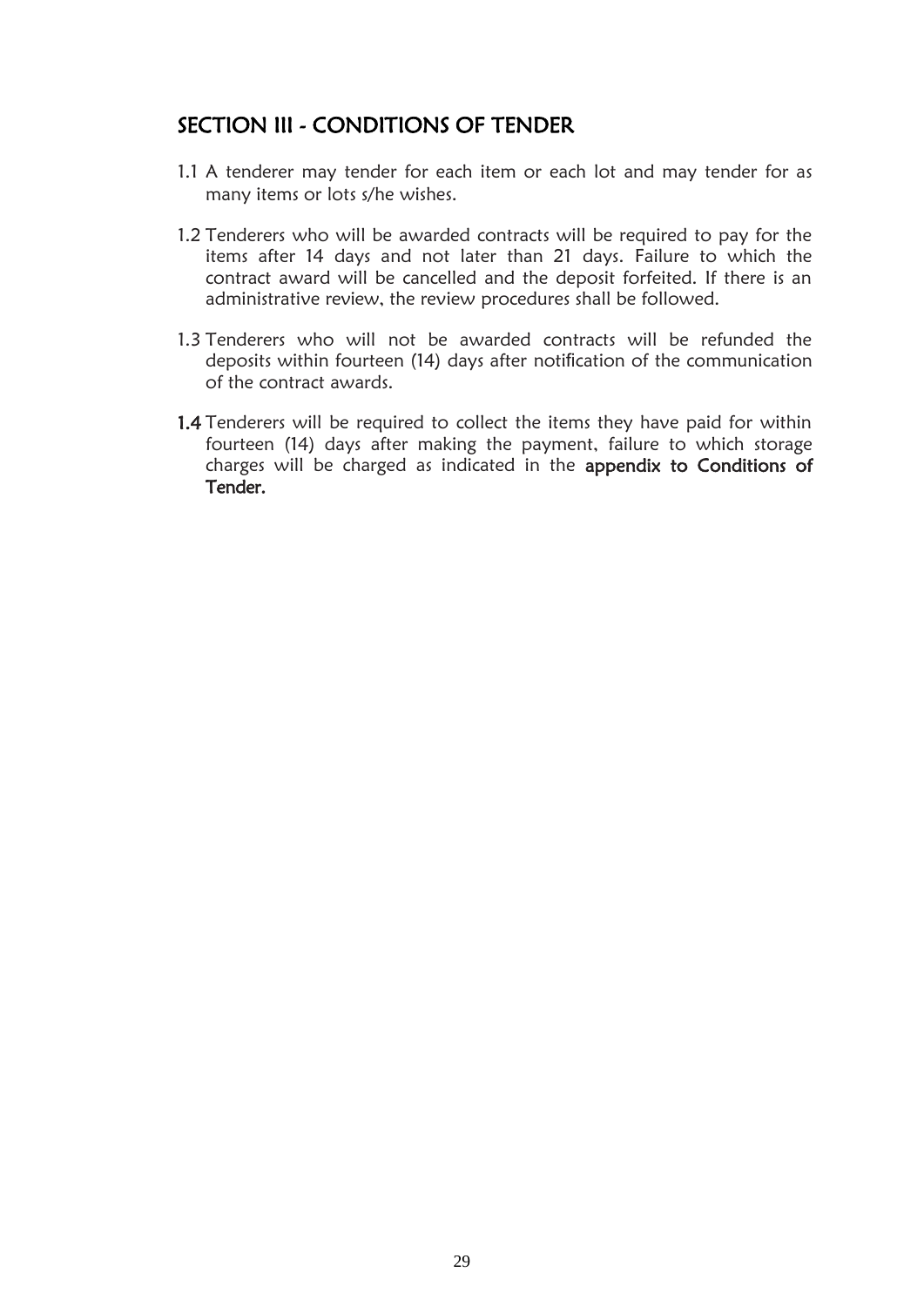## SECTION III - CONDITIONS OF TENDER

1.1 A tenderer may tender for each item or each lot and may tender for as many items or lots s/he wishes.

1.2 Tenderers who will be awarded contracts will be required to pay for the items after 14 days and not later than 21 days. Failure to which the contract award will be cancelled and the deposit forfeited. If there is an administrative review, the review procedures shall be followed.

1.3 Tenderers who will not be awarded contracts will be refunded the deposits within fourteen (14) days after notification of the communication of the contract awards.

**1.4** Tenderers will be required to collect the items they have paid for within fourteen (14) days after making the payment, failure to which storage charges will be charged as indicated in the **appendix to Conditions of Tender.**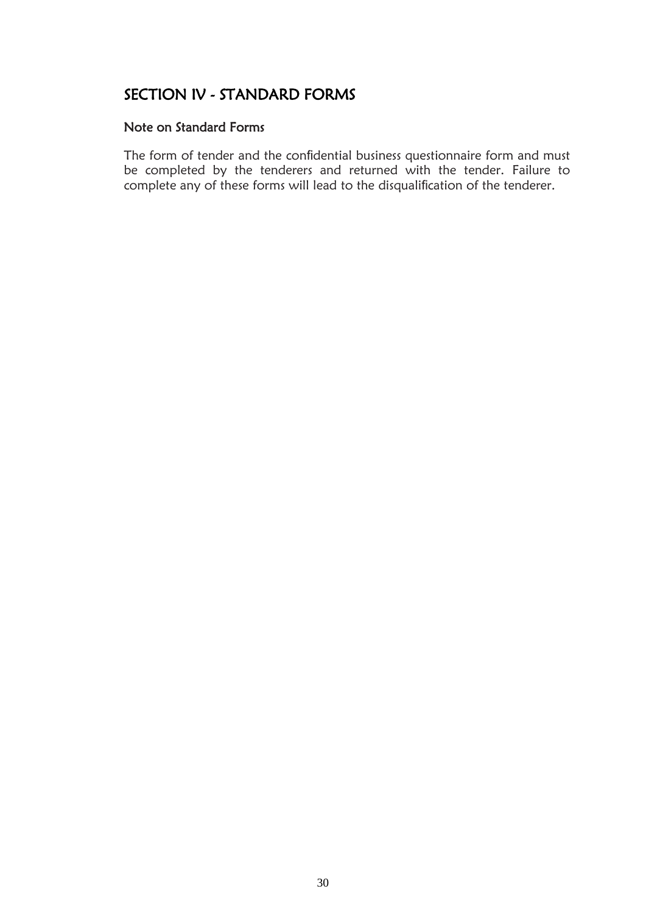# SECTION IV - STANDARD FORMS

## Note on Standard Forms

The form of tender and the confidential business questionnaire form and must be completed by the tenderers and returned with the tender. Failure to complete any of these forms will lead to the disqualification of the tenderer.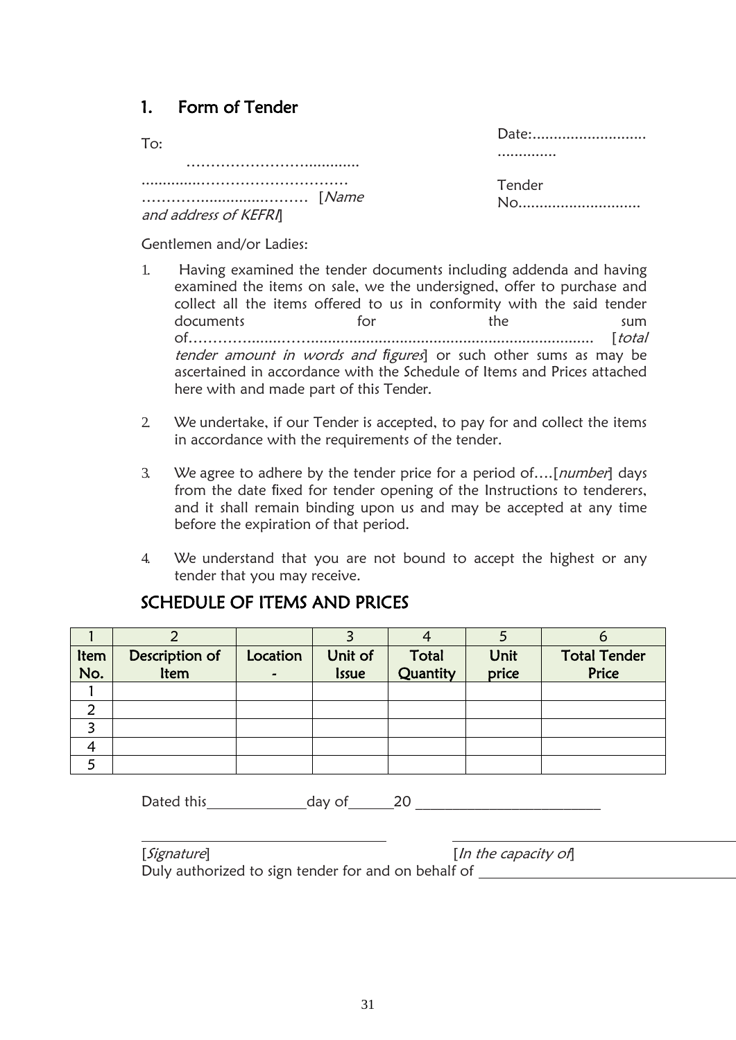## 1. Form of Tender

To:

……………………………..........

............………………………………

……………...................…… [*Name and address of KEFRI*]

Date:..........................
.............

Tender No............................

Gentlemen and/or Ladies:

1. Having examined the tender documents including addenda and having examined the items on sale, we the undersigned, offer to purchase and collect all the items offered to us in conformity with the said tender documents for the sum of…………........…..................................................................... [*total tender amount in words and figures*] or such other sums as may be ascertained in accordance with the Schedule of Items and Prices attached here with and made part of this Tender.

2. We undertake, if our Tender is accepted, to pay for and collect the items in accordance with the requirements of the tender.

3. We agree to adhere by the tender price for a period of….[*number*] days from the date fixed for tender opening of the Instructions to tenderers, and it shall remain binding upon us and may be accepted at any time before the expiration of that period.

4. We understand that you are not bound to accept the highest or any tender that you may receive.

## SCHEDULE OF ITEMS AND PRICES

| 1 | 2 | | 3 | 4 | 5 | 6 |
|---|---|---|---|---|---|---|
| Item No. | Description of Item | Location - | Unit of Issue | Total Quantity | Unit price | Total Tender Price |
| 1 | | | | | | |
| 2 | | | | | | |
| 3 | | | | | | |
| 4 | | | | | | |
| 5 | | | | | | |

Dated this_____________day of______20 ________________________

[*Signature*] [*In the capacity of*]

Duly authorized to sign tender for and on behalf of ___________________________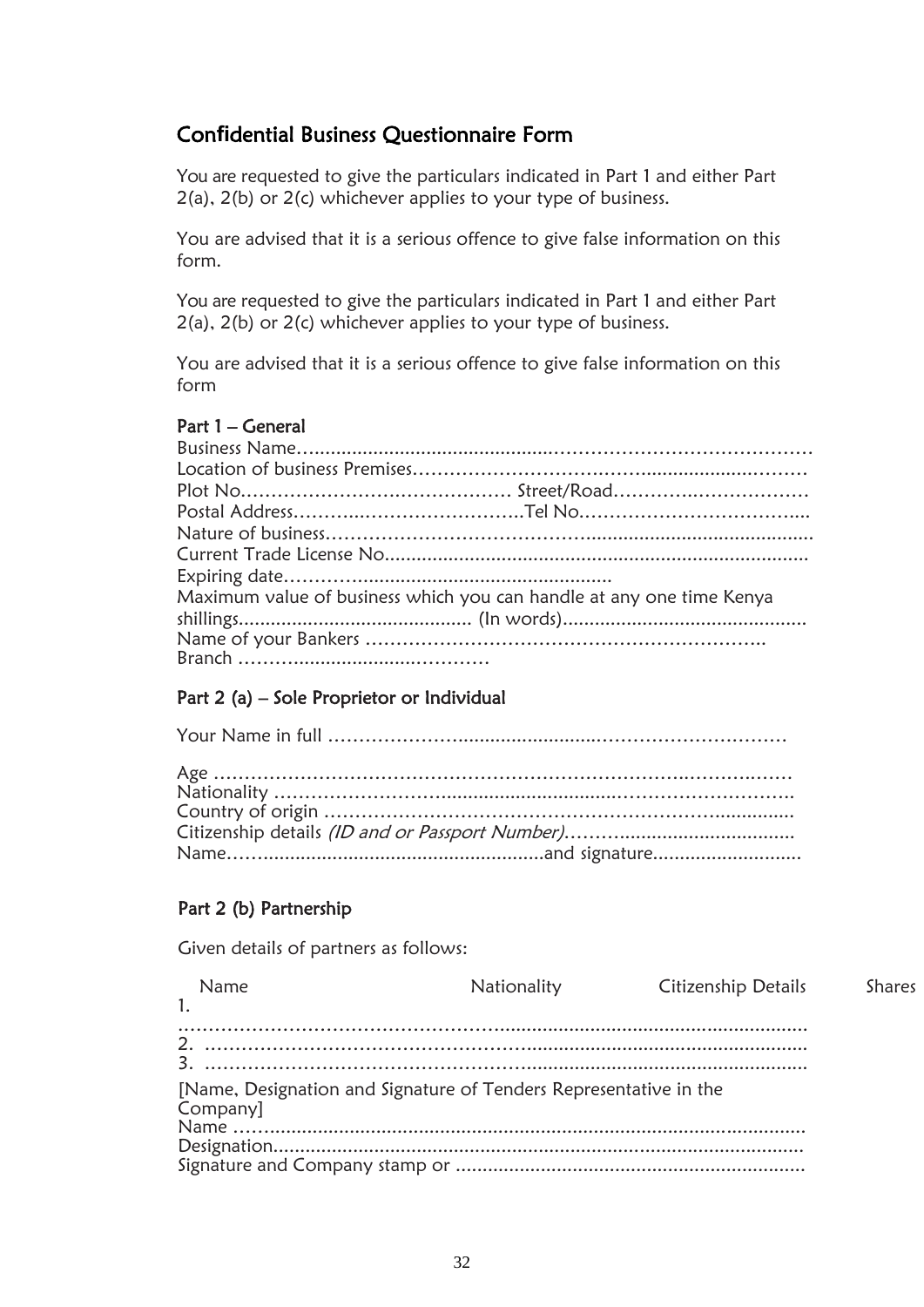## Confidential Business Questionnaire Form

You are requested to give the particulars indicated in Part 1 and either Part 2(a), 2(b) or 2(c) whichever applies to your type of business.

You are advised that it is a serious offence to give false information on this form.

You are requested to give the particulars indicated in Part 1 and either Part 2(a), 2(b) or 2(c) whichever applies to your type of business.

You are advised that it is a serious offence to give false information on this form

### Part 1 – General

Business Name…………………………………………………………………………
Location of business Premises……………………………………………………………
Plot No…………………………………… Street/Road……………………………
Postal Address…………………………………Tel No………………………………...
Nature of business…………………………………………………………………………
Current Trade License No.....................................................................................
Expiring date……………………………………………………
Maximum value of business which you can handle at any one time Kenya shillings........................................... (In words).............................................
Name of your Bankers ………………………………………………………..
Branch ………………………………………

### Part 2 (a) – Sole Proprietor or Individual

Your Name in full ………………………………………………………………………

Age ………………………………………………………………………………………
Nationality ………………………………………………………………………………
Country of origin …………………………………………………………………………
Citizenship details *(ID and or Passport Number)*……………………………………
Name………………………………………………………..and signature...........................

### Part 2 (b) Partnership

Given details of partners as follows:

| Name | Nationality | Citizenship Details | Shares |
|---|---|---|---|
| 1. …………………………………………………………………………………………… | | | |
| 2. …………………………………………………………………………………………… | | | |
| 3. …………………………………………………………………………………………… | | | |

[Name, Designation and Signature of Tenders Representative in the Company]
Name ……………………………………………………………………………………
Designation……………………………………………………………………………
Signature and Company stamp or ………………………………………………………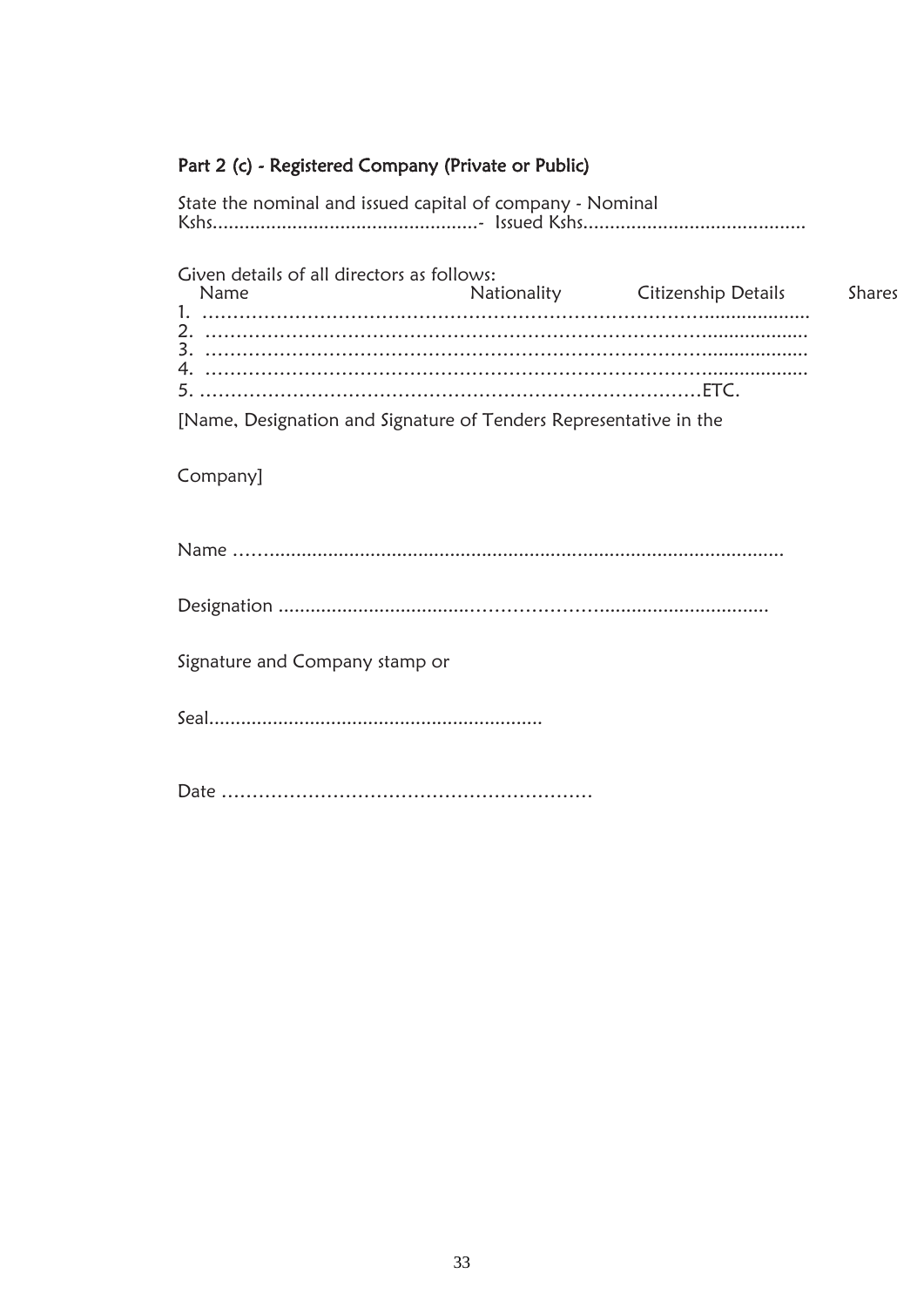### Part 2 (c) - Registered Company (Private or Public)

State the nominal and issued capital of company - Nominal Kshs..................................................- Issued Kshs..........................................

Given details of all directors as follows:

| Name | Nationality | Citizenship Details | Shares |
|---|---|---|---|
| 1. ……………………………………………………………………………………... | | | |
| 2. ……………………………………………………………………………………... | | | |
| 3. ……………………………………………………………………………………... | | | |
| 4. ……………………………………………………………………………………... | | | |
| 5. ……………………………………………………………………………………ETC. | | | |

[Name, Designation and Signature of Tenders Representative in the Company]

Name ……..................................................................................................

Designation ..................................…………………..............................

Signature and Company stamp or

Seal..............................................................

Date ……………………………………………………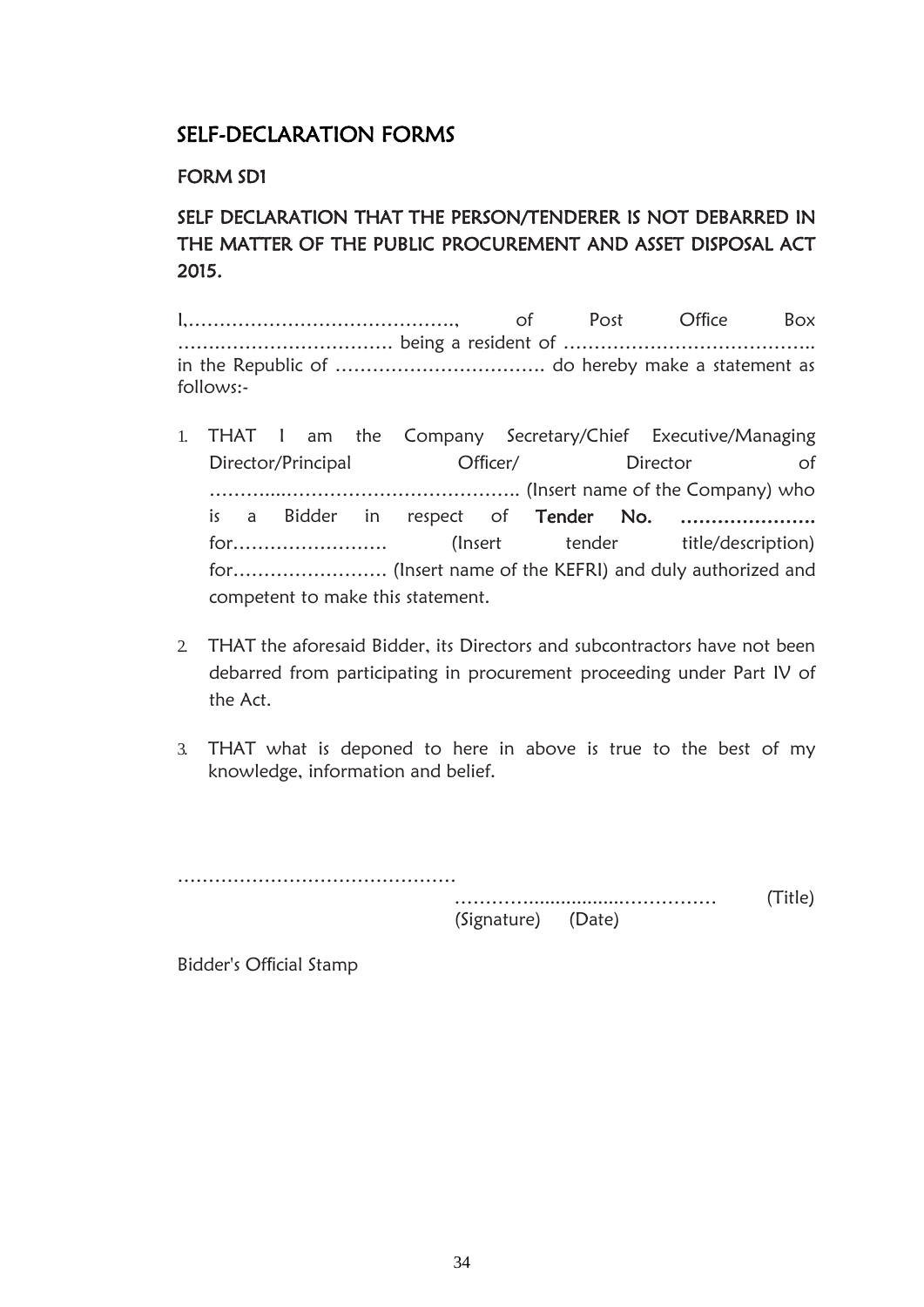## SELF-DECLARATION FORMS

### FORM SD1

### SELF DECLARATION THAT THE PERSON/TENDERER IS NOT DEBARRED IN THE MATTER OF THE PUBLIC PROCUREMENT AND ASSET DISPOSAL ACT 2015.

I,……………………………………., of Post Office Box ……………………………. being a resident of ………………………………….. in the Republic of ……………………………. do hereby make a statement as follows:-

1. THAT I am the Company Secretary/Chief Executive/Managing Director/Principal Officer/ Director of ………....……………………………….. (Insert name of the Company) who is a Bidder in respect of **Tender No. ………………….** for……………………. (Insert tender title/description) for……………………. (Insert name of the KEFRI) and duly authorized and competent to make this statement.

2. THAT the aforesaid Bidder, its Directors and subcontractors have not been debarred from participating in procurement proceeding under Part IV of the Act.

3. THAT what is deponed to here in above is true to the best of my knowledge, information and belief.

……………………………………….

……….................…………… (Title)
(Signature) (Date)

Bidder's Official Stamp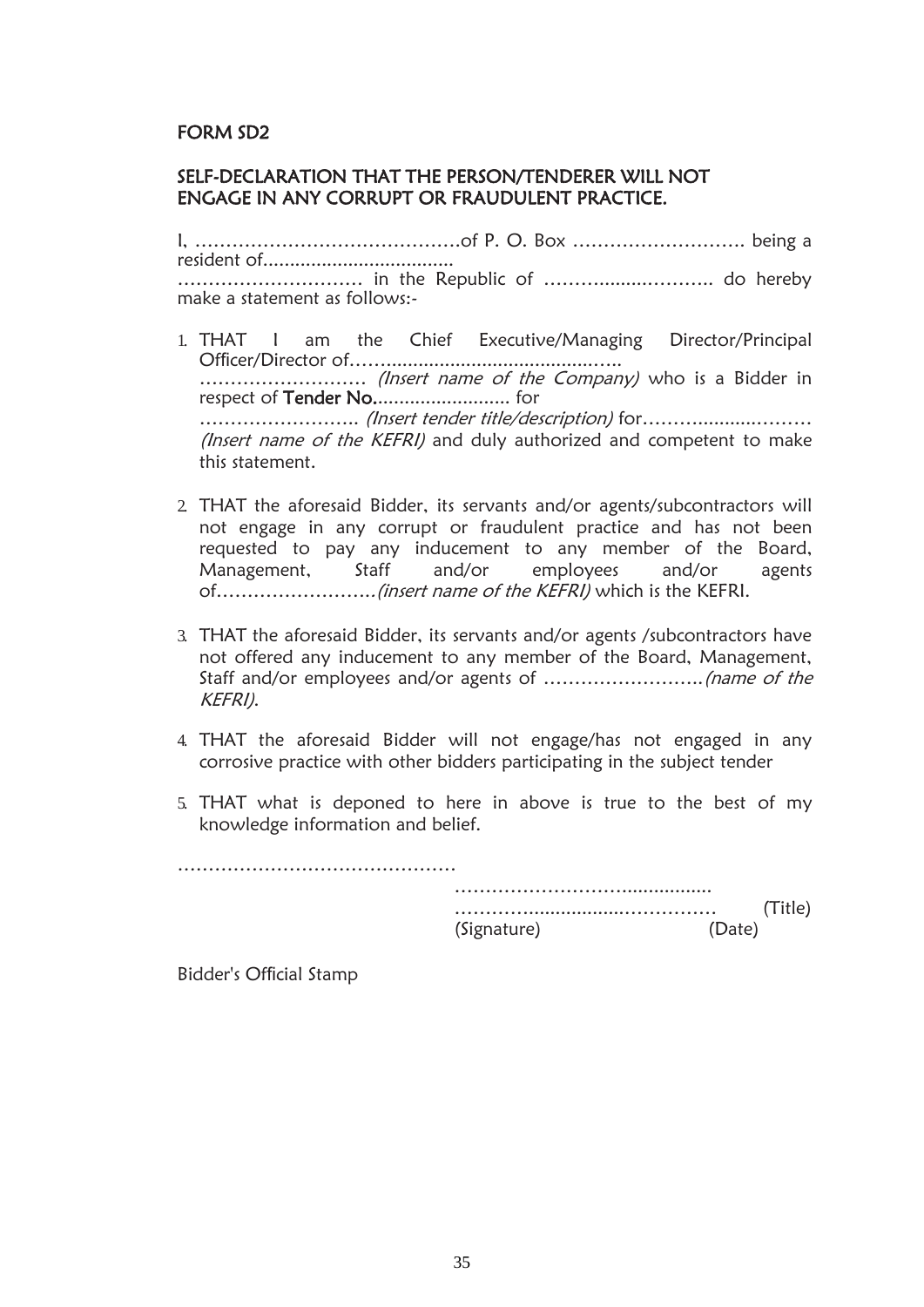**FORM SD2**

**SELF-DECLARATION THAT THE PERSON/TENDERER WILL NOT ENGAGE IN ANY CORRUPT OR FRAUDULENT PRACTICE.**

I, …………………………………….of P. O. Box ………………………. being a resident of................................... ………………………… in the Republic of …………..........……….. do hereby make a statement as follows:-

1. THAT I am the Chief Executive/Managing Director/Principal Officer/Director of……..........................................…….. ……………………… *(Insert name of the Company)* who is a Bidder in respect of **Tender No.**......................... for …………………….. *(Insert tender title/description)* for……….........……… *(Insert name of the KEFRI)* and duly authorized and competent to make this statement.

2. THAT the aforesaid Bidder, its servants and/or agents/subcontractors will not engage in any corrupt or fraudulent practice and has not been requested to pay any inducement to any member of the Board, Management, Staff and/or employees and/or agents of……………………..*(insert name of the KEFRI)* which is the KEFRI.

3. THAT the aforesaid Bidder, its servants and/or agents /subcontractors have not offered any inducement to any member of the Board, Management, Staff and/or employees and/or agents of ……………………..*(name of the KEFRI)*.

4. THAT the aforesaid Bidder will not engage/has not engaged in any corrosive practice with other bidders participating in the subject tender

5. THAT what is deponed to here in above is true to the best of my knowledge information and belief.

………………………………………

……………………….................
………..........................…………… (Title)
(Signature) (Date)

Bidder's Official Stamp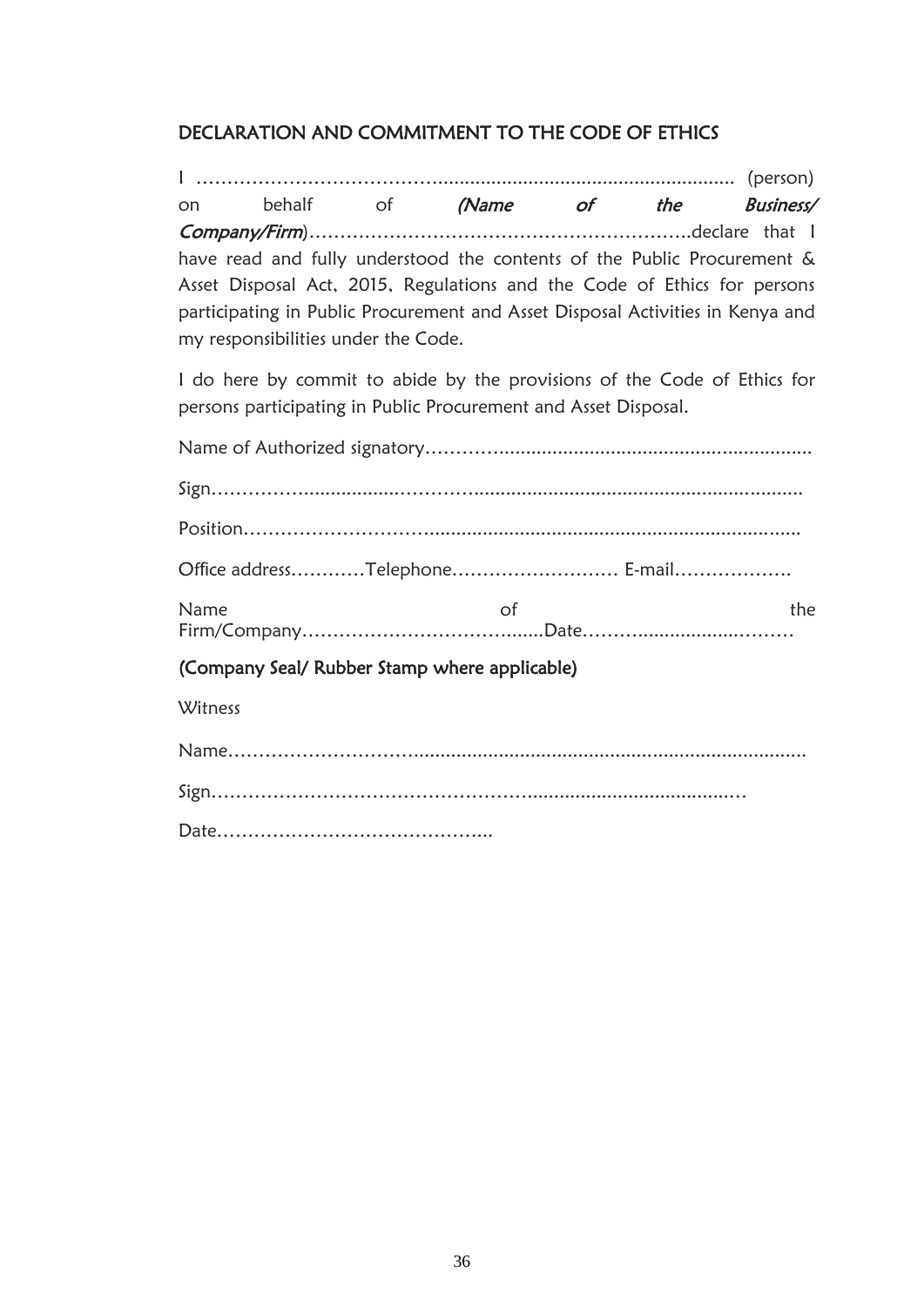## DECLARATION AND COMMITMENT TO THE CODE OF ETHICS

I ……………………………………......................................................... (person) on behalf of ***(Name of the Business/ Company/Firm***)……………………………………………………..declare that I have read and fully understood the contents of the Public Procurement & Asset Disposal Act, 2015, Regulations and the Code of Ethics for persons participating in Public Procurement and Asset Disposal Activities in Kenya and my responsibilities under the Code.

I do here by commit to abide by the provisions of the Code of Ethics for persons participating in Public Procurement and Asset Disposal.

Name of Authorized signatory……………...........................................................

Sign…………….................………….................................................................

Position……………………….....................................................................

Office address…………Telephone……………………… E-mail……………….

Name of the Firm/Company…………………………........Date……….................………

**(Company Seal/ Rubber Stamp where applicable)**

Witness

Name…………………….......................................................................

Sign……………………………………………........................................…

Date……………………………………..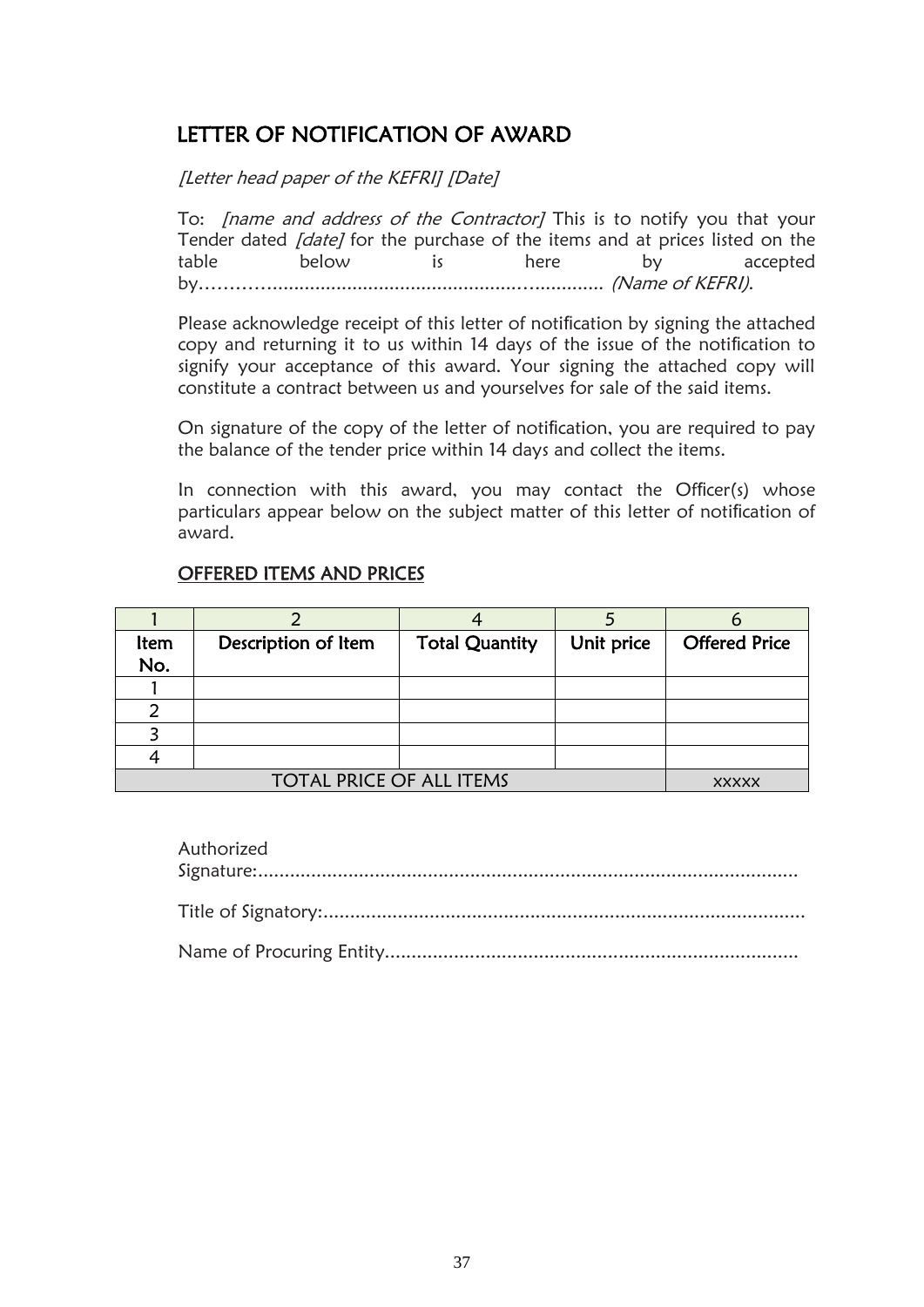## LETTER OF NOTIFICATION OF AWARD

*[Letter head paper of the KEFRI] [Date]*

To: *[name and address of the Contractor]* This is to notify you that your Tender dated *[date]* for the purchase of the items and at prices listed on the table below is here by accepted by………................................................…............. *(Name of KEFRI)*.

Please acknowledge receipt of this letter of notification by signing the attached copy and returning it to us within 14 days of the issue of the notification to signify your acceptance of this award. Your signing the attached copy will constitute a contract between us and yourselves for sale of the said items.

On signature of the copy of the letter of notification, you are required to pay the balance of the tender price within 14 days and collect the items.

In connection with this award, you may contact the Officer(s) whose particulars appear below on the subject matter of this letter of notification of award.

### OFFERED ITEMS AND PRICES

| 1 | 2 | 4 | 5 | 6 |
|---|---|---|---|---|
| **Item No.** | **Description of Item** | **Total Quantity** | **Unit price** | **Offered Price** |
| 1 | | | | |
| 2 | | | | |
| 3 | | | | |
| 4 | | | | |
| TOTAL PRICE OF ALL ITEMS | | | | xxxxx |

Authorized Signature:......................................................................................................

Title of Signatory:...........................................................................................

Name of Procuring Entity.............................................................................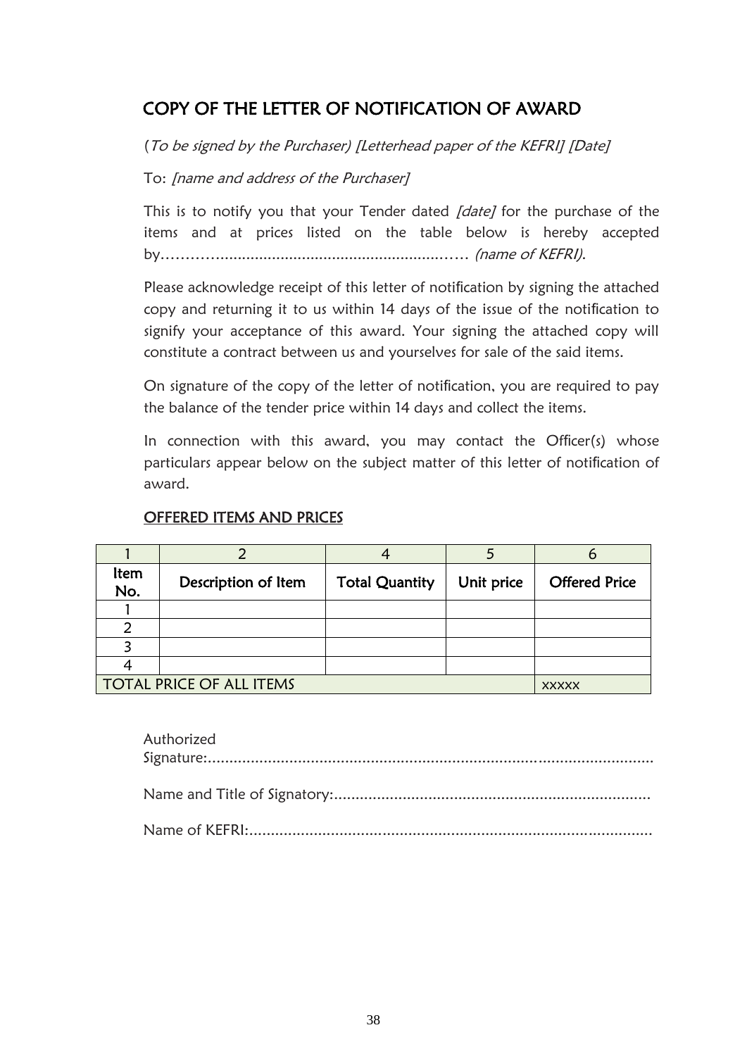## COPY OF THE LETTER OF NOTIFICATION OF AWARD

(*To be signed by the Purchaser) [Letterhead paper of the KEFRI] [Date]*

To: *[name and address of the Purchaser]*

This is to notify you that your Tender dated *[date]* for the purchase of the items and at prices listed on the table below is hereby accepted by……………....................................................…… *(name of KEFRI).*

Please acknowledge receipt of this letter of notification by signing the attached copy and returning it to us within 14 days of the issue of the notification to signify your acceptance of this award. Your signing the attached copy will constitute a contract between us and yourselves for sale of the said items.

On signature of the copy of the letter of notification, you are required to pay the balance of the tender price within 14 days and collect the items.

In connection with this award, you may contact the Officer(s) whose particulars appear below on the subject matter of this letter of notification of award.

### OFFERED ITEMS AND PRICES

| 1 | 2 | 4 | 5 | 6 |
|---|---|---|---|---|
| Item No. | Description of Item | Total Quantity | Unit price | Offered Price |
| 1 | | | | |
| 2 | | | | |
| 3 | | | | |
| 4 | | | | |
| TOTAL PRICE OF ALL ITEMS | | | | xxxxx |

Authorized Signature:.......................................................................................................

Name and Title of Signatory:.........................................................................

Name of KEFRI:............................................................................................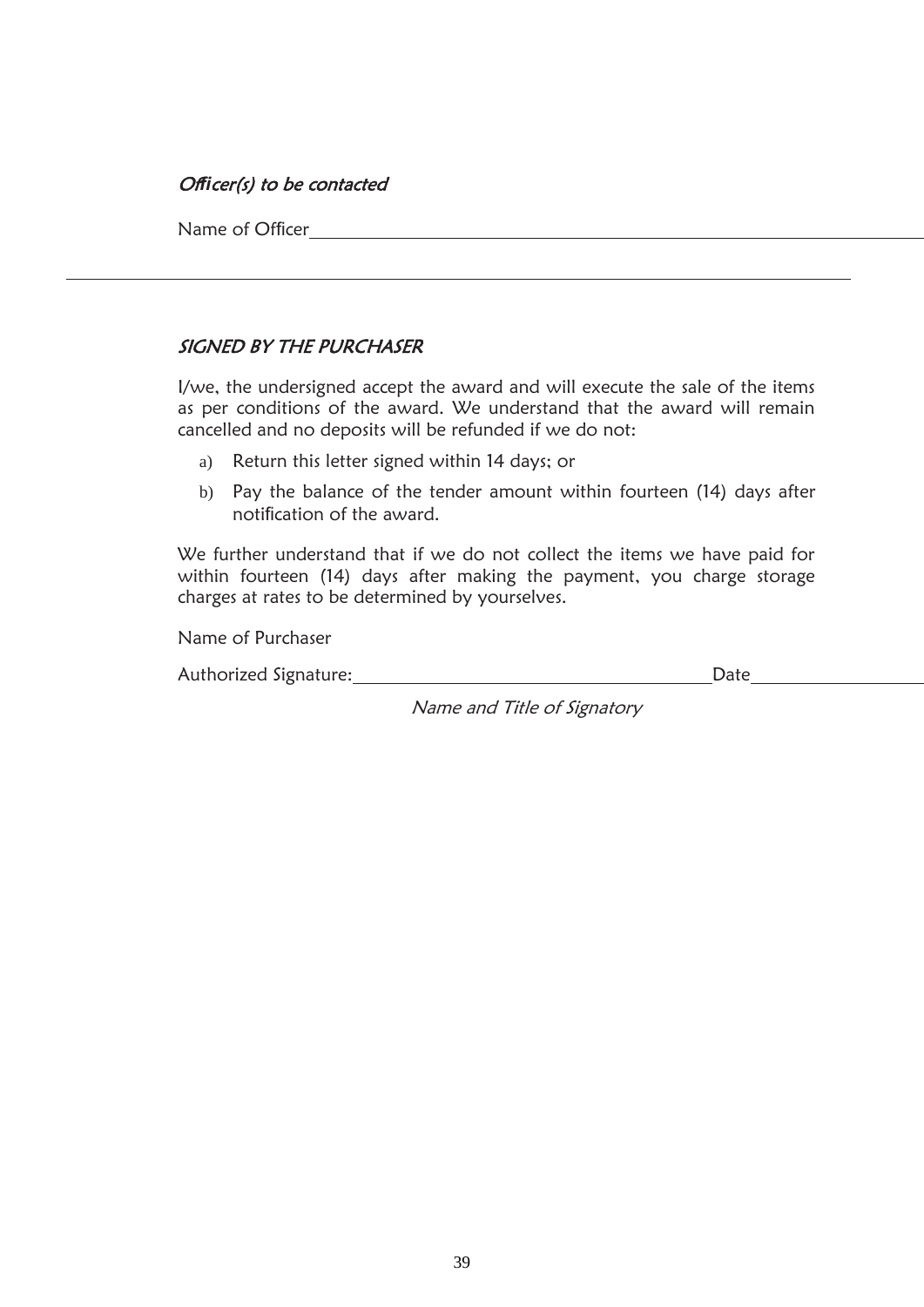*Officer(s) to be contacted*

Name of Officer\_\_\_\_\_\_\_\_\_\_\_\_\_\_\_\_\_\_\_\_\_\_\_\_\_\_\_\_\_\_\_\_\_\_\_\_\_\_\_\_\_\_\_\_\_\_

---

*SIGNED BY THE PURCHASER*

I/we, the undersigned accept the award and will execute the sale of the items as per conditions of the award. We understand that the award will remain cancelled and no deposits will be refunded if we do not:

a) Return this letter signed within 14 days; or
b) Pay the balance of the tender amount within fourteen (14) days after notification of the award.

We further understand that if we do not collect the items we have paid for within fourteen (14) days after making the payment, you charge storage charges at rates to be determined by yourselves.

Name of Purchaser

Authorized Signature:\_\_\_\_\_\_\_\_\_\_\_\_\_\_\_\_\_\_\_\_\_\_\_\_\_\_\_\_Date\_\_\_\_\_\_\_\_\_\_\_\_\_\_

*Name and Title of Signatory*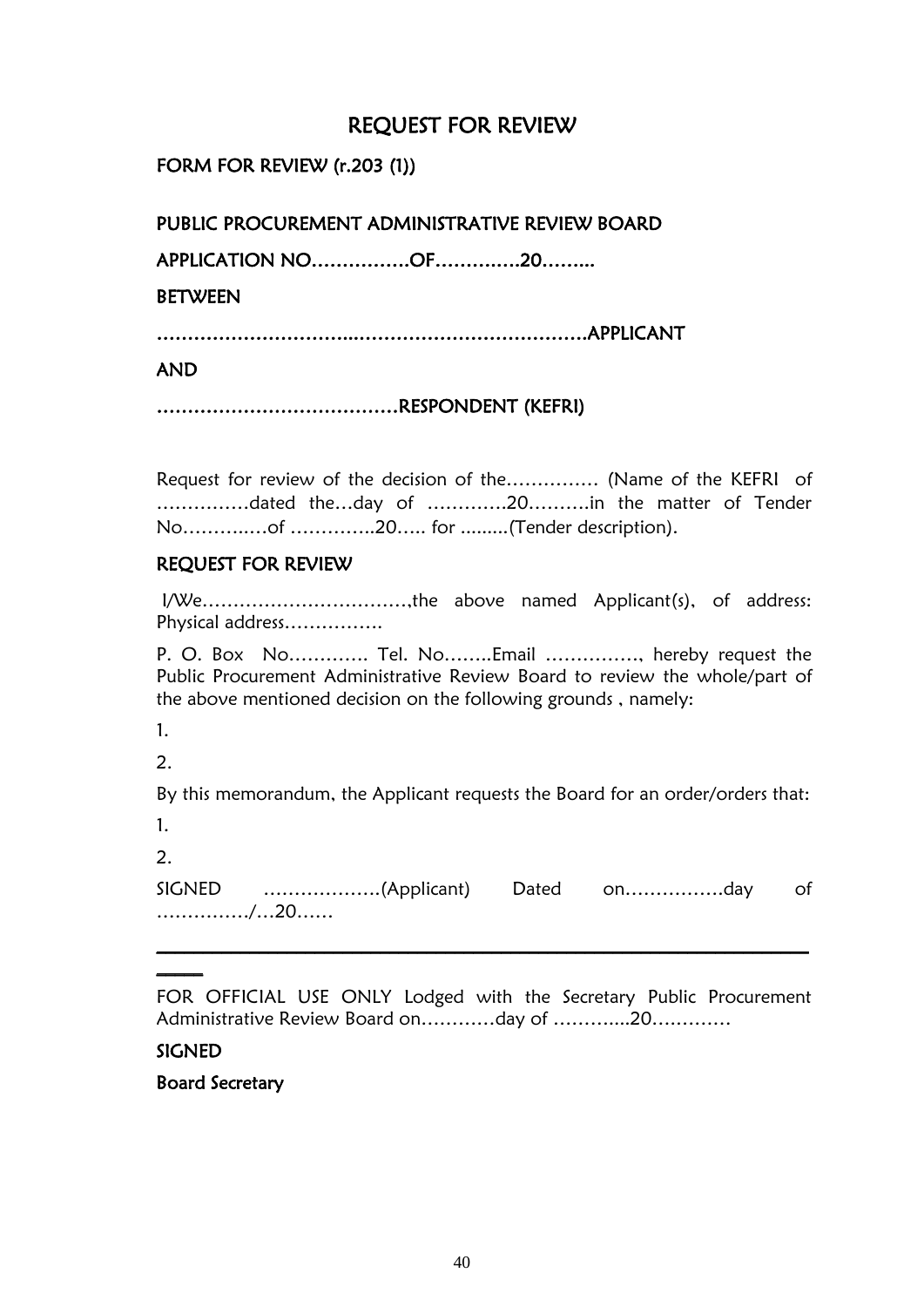# REQUEST FOR REVIEW

## FORM FOR REVIEW (r.203 (1))

**PUBLIC PROCUREMENT ADMINISTRATIVE REVIEW BOARD**

**APPLICATION NO…………….OF……….….20……..**

**BETWEEN**

**…………………………...……………………………….APPLICANT**

**AND**

**…………………………………RESPONDENT (KEFRI)**

Request for review of the decision of the…………… (Name of the KEFRI of ……………dated the…day of ………….20……….in the matter of Tender No………..…of …………..20….. for .........(Tender description).

## REQUEST FOR REVIEW

I/We……………………………,the above named Applicant(s), of address: Physical address…………….

P. O. Box No…………. Tel. No……..Email ……………, hereby request the Public Procurement Administrative Review Board to review the whole/part of the above mentioned decision on the following grounds , namely:

1.

2.

By this memorandum, the Applicant requests the Board for an order/orders that:

1.

2.

SIGNED ……………….(Applicant) Dated on…………….day of ……………/…20……

---

FOR OFFICIAL USE ONLY Lodged with the Secretary Public Procurement Administrative Review Board on…………day of ………....20….………

**SIGNED**

**Board Secretary**